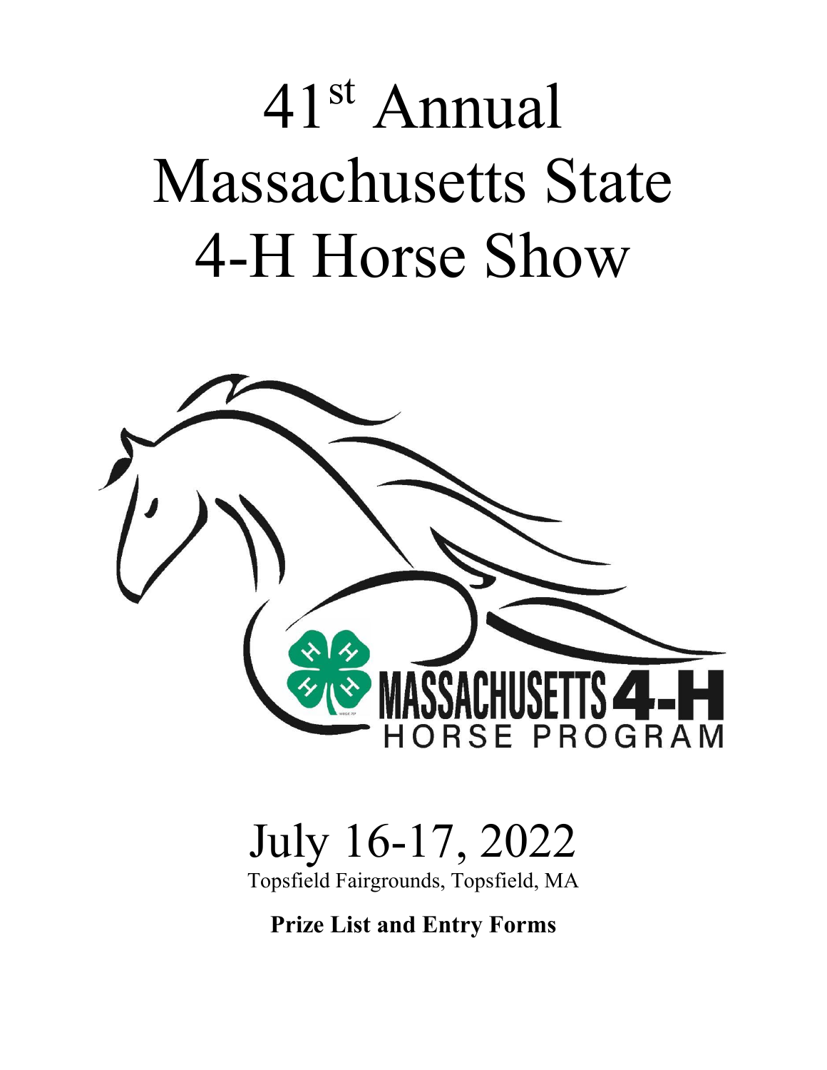# 41st Annual Massachusetts State 4-H Horse Show

MASSACHUSETTS 4-H
HORSE PROGRAM

## July 16-17, 2022

Topsfield Fairgrounds, Topsfield, MA

**Prize List and Entry Forms**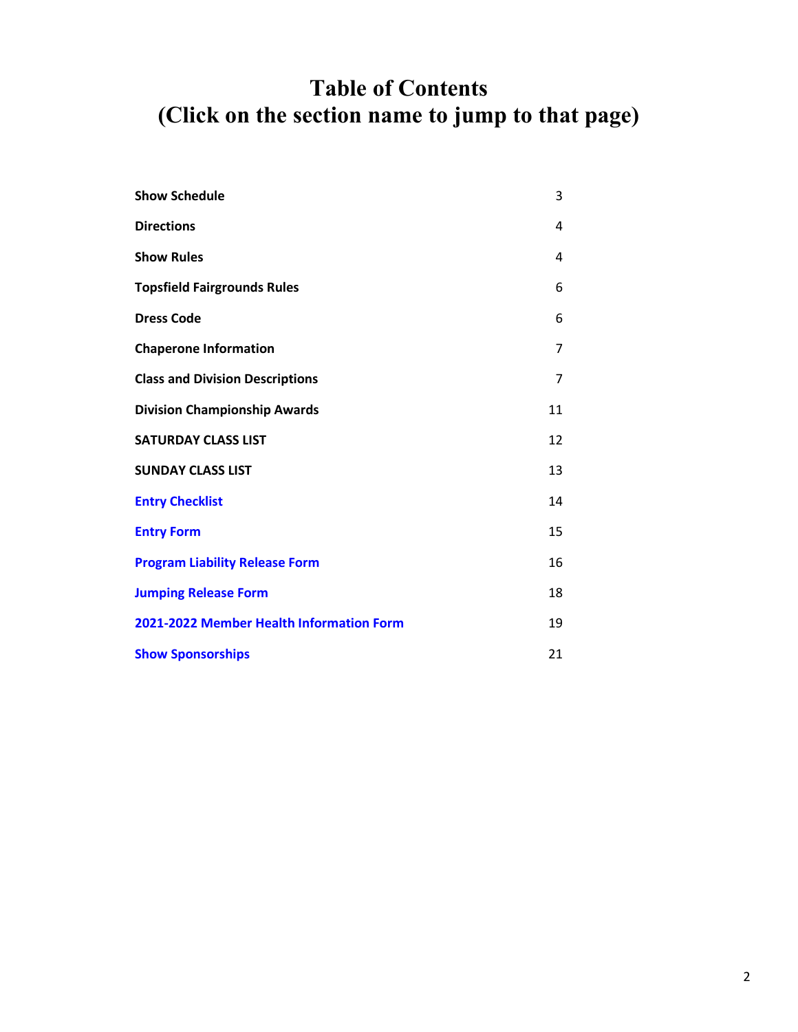# Table of Contents
# (Click on the section name to jump to that page)

| | |
|---|---|
| **Show Schedule** | 3 |
| **Directions** | 4 |
| **Show Rules** | 4 |
| **Topsfield Fairgrounds Rules** | 6 |
| **Dress Code** | 6 |
| **Chaperone Information** | 7 |
| **Class and Division Descriptions** | 7 |
| **Division Championship Awards** | 11 |
| **SATURDAY CLASS LIST** | 12 |
| **SUNDAY CLASS LIST** | 13 |
| **Entry Checklist** | 14 |
| **Entry Form** | 15 |
| **Program Liability Release Form** | 16 |
| **Jumping Release Form** | 18 |
| **2021-2022 Member Health Information Form** | 19 |
| **Show Sponsorships** | 21 |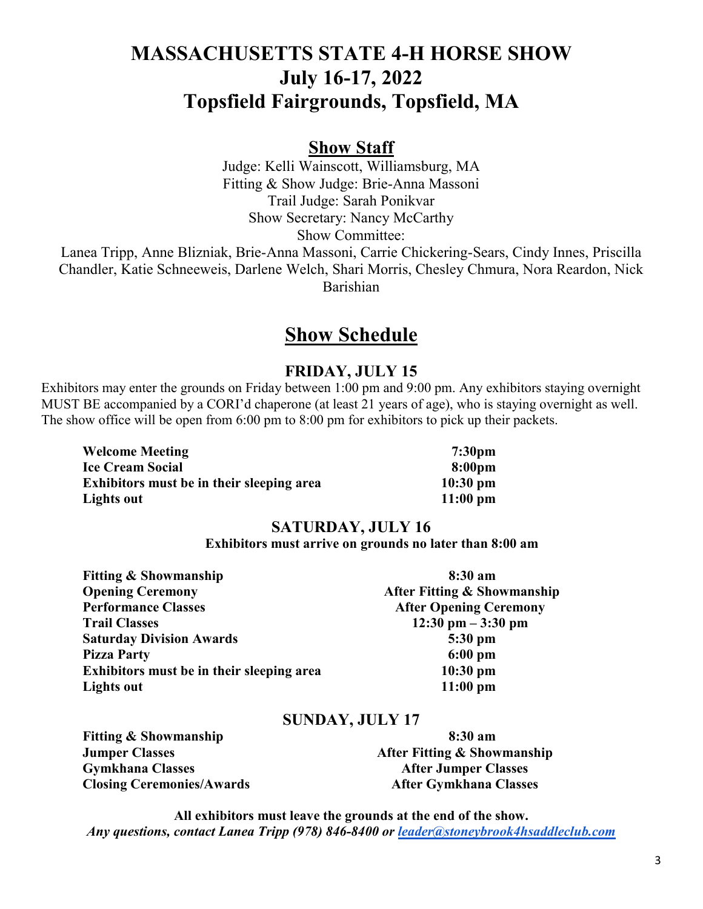# MASSACHUSETTS STATE 4-H HORSE SHOW
# July 16-17, 2022
# Topsfield Fairgrounds, Topsfield, MA

## Show Staff

Judge: Kelli Wainscott, Williamsburg, MA
Fitting & Show Judge: Brie-Anna Massoni
Trail Judge: Sarah Ponikvar
Show Secretary: Nancy McCarthy
Show Committee:
Lanea Tripp, Anne Blizniak, Brie-Anna Massoni, Carrie Chickering-Sears, Cindy Innes, Priscilla Chandler, Katie Schneeweis, Darlene Welch, Shari Morris, Chesley Chmura, Nora Reardon, Nick Barishian

## Show Schedule

### FRIDAY, JULY 15

Exhibitors may enter the grounds on Friday between 1:00 pm and 9:00 pm. Any exhibitors staying overnight MUST BE accompanied by a CORI'd chaperone (at least 21 years of age), who is staying overnight as well. The show office will be open from 6:00 pm to 8:00 pm for exhibitors to pick up their packets.

| | |
|---|---|
| **Welcome Meeting** | **7:30pm** |
| **Ice Cream Social** | **8:00pm** |
| **Exhibitors must be in their sleeping area** | **10:30 pm** |
| **Lights out** | **11:00 pm** |

### SATURDAY, JULY 16

**Exhibitors must arrive on grounds no later than 8:00 am**

| | |
|---|---|
| **Fitting & Showmanship** | **8:30 am** |
| **Opening Ceremony** | **After Fitting & Showmanship** |
| **Performance Classes** | **After Opening Ceremony** |
| **Trail Classes** | **12:30 pm – 3:30 pm** |
| **Saturday Division Awards** | **5:30 pm** |
| **Pizza Party** | **6:00 pm** |
| **Exhibitors must be in their sleeping area** | **10:30 pm** |
| **Lights out** | **11:00 pm** |

### SUNDAY, JULY 17

| | |
|---|---|
| **Fitting & Showmanship** | **8:30 am** |
| **Jumper Classes** | **After Fitting & Showmanship** |
| **Gymkhana Classes** | **After Jumper Classes** |
| **Closing Ceremonies/Awards** | **After Gymkhana Classes** |

**All exhibitors must leave the grounds at the end of the show.**

***Any questions, contact Lanea Tripp (978) 846-8400 or leader@stoneybrook4hsaddleclub.com***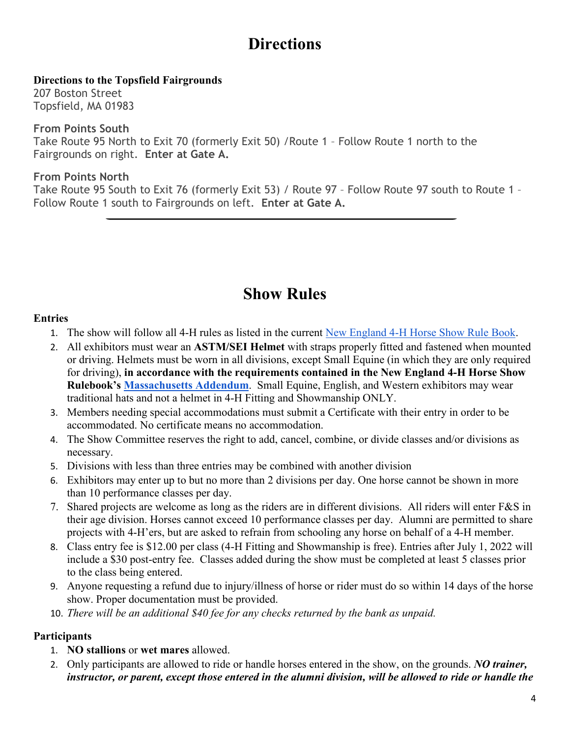# Directions

**Directions to the Topsfield Fairgrounds**
207 Boston Street
Topsfield, MA 01983

**From Points South**
Take Route 95 North to Exit 70 (formerly Exit 50) /Route 1 – Follow Route 1 north to the Fairgrounds on right. **Enter at Gate A.**

**From Points North**
Take Route 95 South to Exit 76 (formerly Exit 53) / Route 97 – Follow Route 97 south to Route 1 – Follow Route 1 south to Fairgrounds on left. **Enter at Gate A.**

---

# Show Rules

**Entries**

1. The show will follow all 4-H rules as listed in the current [New England 4-H Horse Show Rule Book](#).
2. All exhibitors must wear an **ASTM/SEI Helmet** with straps properly fitted and fastened when mounted or driving. Helmets must be worn in all divisions, except Small Equine (in which they are only required for driving), **in accordance with the requirements contained in the New England 4-H Horse Show Rulebook's [Massachusetts Addendum](#)**. Small Equine, English, and Western exhibitors may wear traditional hats and not a helmet in 4-H Fitting and Showmanship ONLY.
3. Members needing special accommodations must submit a Certificate with their entry in order to be accommodated. No certificate means no accommodation.
4. The Show Committee reserves the right to add, cancel, combine, or divide classes and/or divisions as necessary.
5. Divisions with less than three entries may be combined with another division
6. Exhibitors may enter up to but no more than 2 divisions per day. One horse cannot be shown in more than 10 performance classes per day.
7. Shared projects are welcome as long as the riders are in different divisions. All riders will enter F&S in their age division. Horses cannot exceed 10 performance classes per day. Alumni are permitted to share projects with 4-H'ers, but are asked to refrain from schooling any horse on behalf of a 4-H member.
8. Class entry fee is $12.00 per class (4-H Fitting and Showmanship is free). Entries after July 1, 2022 will include a $30 post-entry fee. Classes added during the show must be completed at least 5 classes prior to the class being entered.
9. Anyone requesting a refund due to injury/illness of horse or rider must do so within 14 days of the horse show. Proper documentation must be provided.
10. *There will be an additional $40 fee for any checks returned by the bank as unpaid.*

**Participants**

1. **NO stallions** or **wet mares** allowed.
2. Only participants are allowed to ride or handle horses entered in the show, on the grounds. ***NO trainer, instructor, or parent, except those entered in the alumni division, will be allowed to ride or handle the***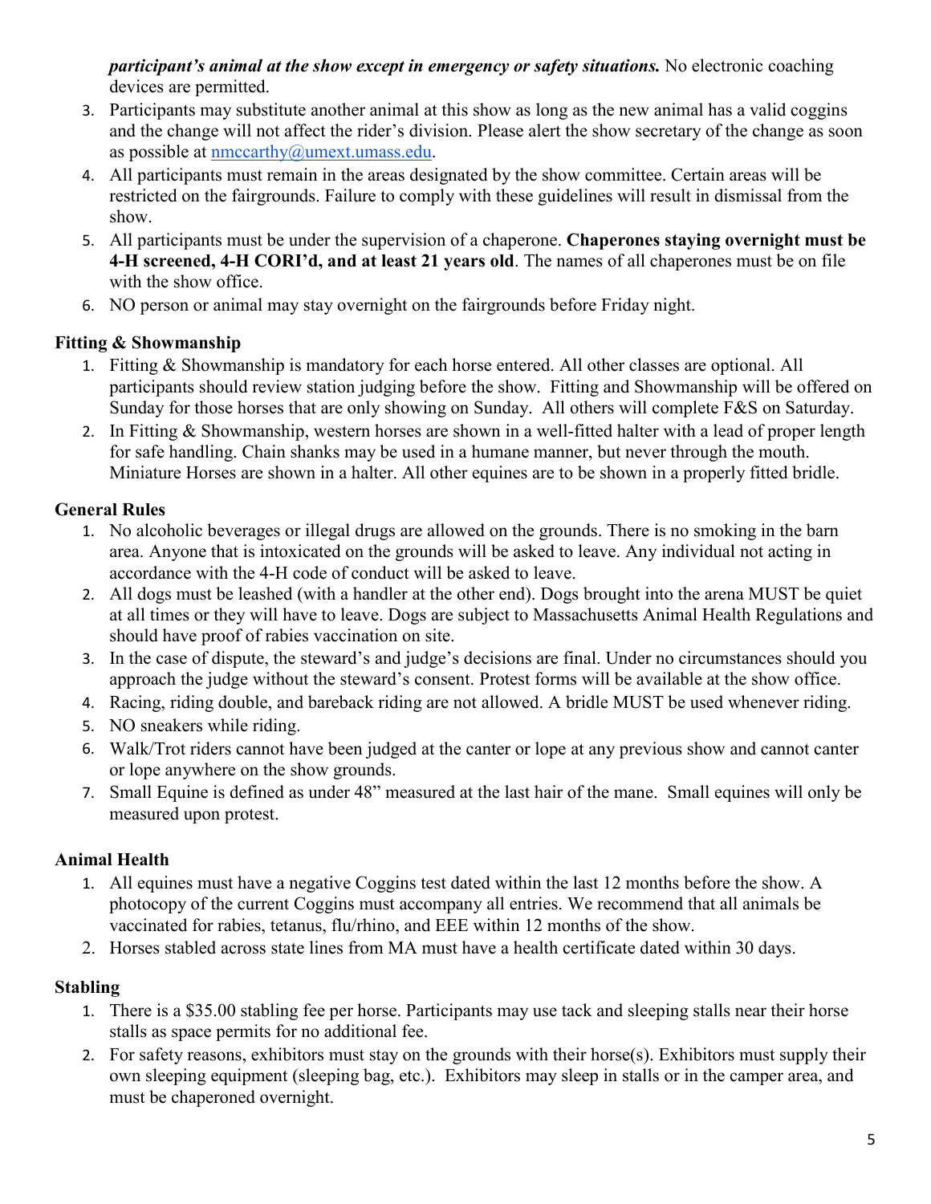***participant's animal at the show except in emergency or safety situations.*** No electronic coaching devices are permitted.

3. Participants may substitute another animal at this show as long as the new animal has a valid coggins and the change will not affect the rider's division. Please alert the show secretary of the change as soon as possible at nmccarthy@umext.umass.edu.
4. All participants must remain in the areas designated by the show committee. Certain areas will be restricted on the fairgrounds. Failure to comply with these guidelines will result in dismissal from the show.
5. All participants must be under the supervision of a chaperone. **Chaperones staying overnight must be 4-H screened, 4-H CORI'd, and at least 21 years old**. The names of all chaperones must be on file with the show office.
6. NO person or animal may stay overnight on the fairgrounds before Friday night.

### Fitting & Showmanship

1. Fitting & Showmanship is mandatory for each horse entered. All other classes are optional. All participants should review station judging before the show. Fitting and Showmanship will be offered on Sunday for those horses that are only showing on Sunday. All others will complete F&S on Saturday.
2. In Fitting & Showmanship, western horses are shown in a well-fitted halter with a lead of proper length for safe handling. Chain shanks may be used in a humane manner, but never through the mouth. Miniature Horses are shown in a halter. All other equines are to be shown in a properly fitted bridle.

### General Rules

1. No alcoholic beverages or illegal drugs are allowed on the grounds. There is no smoking in the barn area. Anyone that is intoxicated on the grounds will be asked to leave. Any individual not acting in accordance with the 4-H code of conduct will be asked to leave.
2. All dogs must be leashed (with a handler at the other end). Dogs brought into the arena MUST be quiet at all times or they will have to leave. Dogs are subject to Massachusetts Animal Health Regulations and should have proof of rabies vaccination on site.
3. In the case of dispute, the steward's and judge's decisions are final. Under no circumstances should you approach the judge without the steward's consent. Protest forms will be available at the show office.
4. Racing, riding double, and bareback riding are not allowed. A bridle MUST be used whenever riding.
5. NO sneakers while riding.
6. Walk/Trot riders cannot have been judged at the canter or lope at any previous show and cannot canter or lope anywhere on the show grounds.
7. Small Equine is defined as under 48" measured at the last hair of the mane. Small equines will only be measured upon protest.

### Animal Health

1. All equines must have a negative Coggins test dated within the last 12 months before the show. A photocopy of the current Coggins must accompany all entries. We recommend that all animals be vaccinated for rabies, tetanus, flu/rhino, and EEE within 12 months of the show.
2. Horses stabled across state lines from MA must have a health certificate dated within 30 days.

### Stabling

1. There is a $35.00 stabling fee per horse. Participants may use tack and sleeping stalls near their horse stalls as space permits for no additional fee.
2. For safety reasons, exhibitors must stay on the grounds with their horse(s). Exhibitors must supply their own sleeping equipment (sleeping bag, etc.). Exhibitors may sleep in stalls or in the camper area, and must be chaperoned overnight.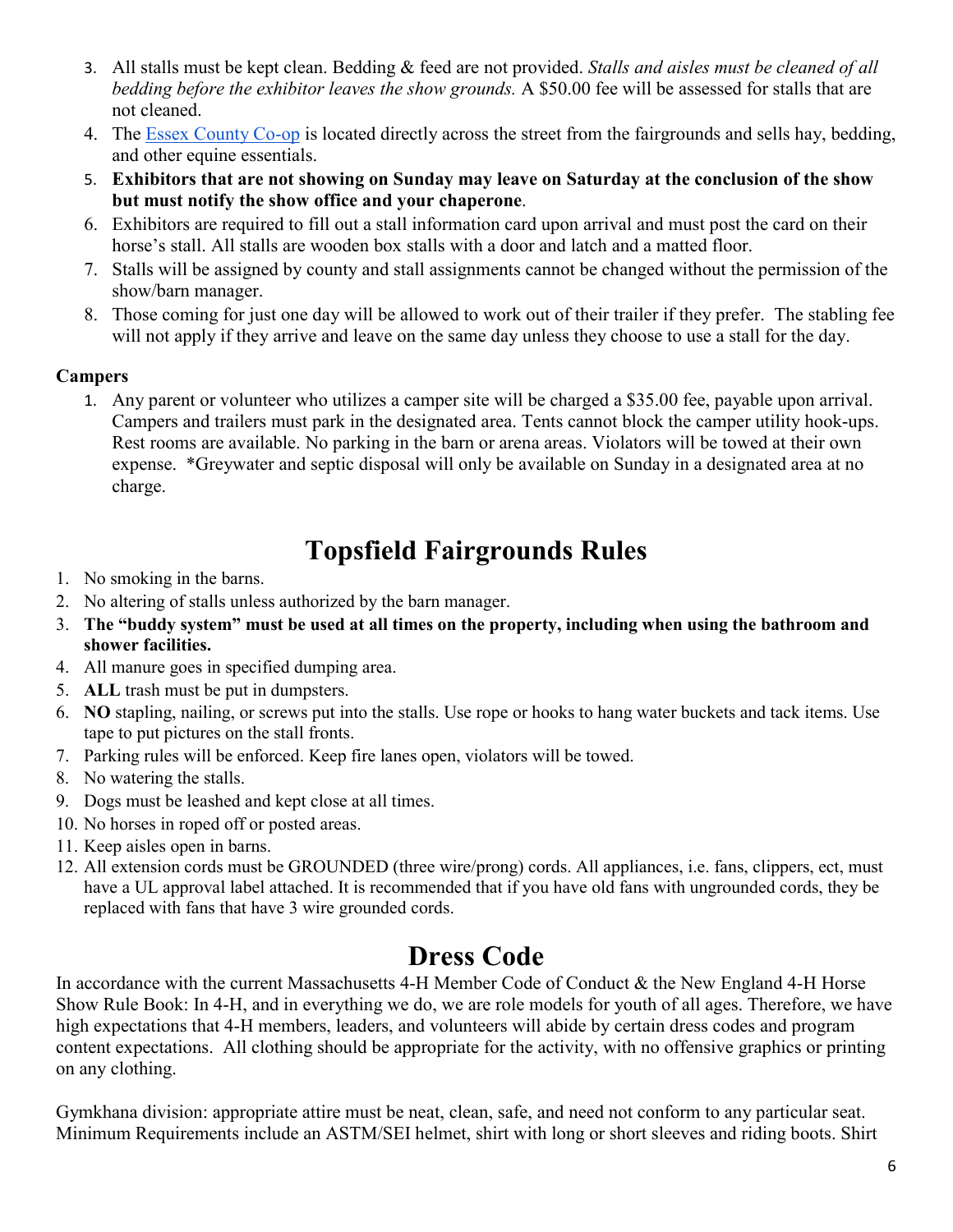3. All stalls must be kept clean. Bedding & feed are not provided. *Stalls and aisles must be cleaned of all bedding before the exhibitor leaves the show grounds.* A $50.00 fee will be assessed for stalls that are not cleaned.
4. The Essex County Co-op is located directly across the street from the fairgrounds and sells hay, bedding, and other equine essentials.
5. **Exhibitors that are not showing on Sunday may leave on Saturday at the conclusion of the show but must notify the show office and your chaperone**.
6. Exhibitors are required to fill out a stall information card upon arrival and must post the card on their horse's stall. All stalls are wooden box stalls with a door and latch and a matted floor.
7. Stalls will be assigned by county and stall assignments cannot be changed without the permission of the show/barn manager.
8. Those coming for just one day will be allowed to work out of their trailer if they prefer. The stabling fee will not apply if they arrive and leave on the same day unless they choose to use a stall for the day.

**Campers**

1. Any parent or volunteer who utilizes a camper site will be charged a $35.00 fee, payable upon arrival. Campers and trailers must park in the designated area. Tents cannot block the camper utility hook-ups. Rest rooms are available. No parking in the barn or arena areas. Violators will be towed at their own expense. *Greywater and septic disposal will only be available on Sunday in a designated area at no charge.

# Topsfield Fairgrounds Rules

1. No smoking in the barns.
2. No altering of stalls unless authorized by the barn manager.
3. **The "buddy system" must be used at all times on the property, including when using the bathroom and shower facilities.**
4. All manure goes in specified dumping area.
5. **ALL** trash must be put in dumpsters.
6. **NO** stapling, nailing, or screws put into the stalls. Use rope or hooks to hang water buckets and tack items. Use tape to put pictures on the stall fronts.
7. Parking rules will be enforced. Keep fire lanes open, violators will be towed.
8. No watering the stalls.
9. Dogs must be leashed and kept close at all times.
10. No horses in roped off or posted areas.
11. Keep aisles open in barns.
12. All extension cords must be GROUNDED (three wire/prong) cords. All appliances, i.e. fans, clippers, ect, must have a UL approval label attached. It is recommended that if you have old fans with ungrounded cords, they be replaced with fans that have 3 wire grounded cords.

# Dress Code

In accordance with the current Massachusetts 4-H Member Code of Conduct & the New England 4-H Horse Show Rule Book: In 4-H, and in everything we do, we are role models for youth of all ages. Therefore, we have high expectations that 4-H members, leaders, and volunteers will abide by certain dress codes and program content expectations. All clothing should be appropriate for the activity, with no offensive graphics or printing on any clothing.

Gymkhana division: appropriate attire must be neat, clean, safe, and need not conform to any particular seat. Minimum Requirements include an ASTM/SEI helmet, shirt with long or short sleeves and riding boots. Shirt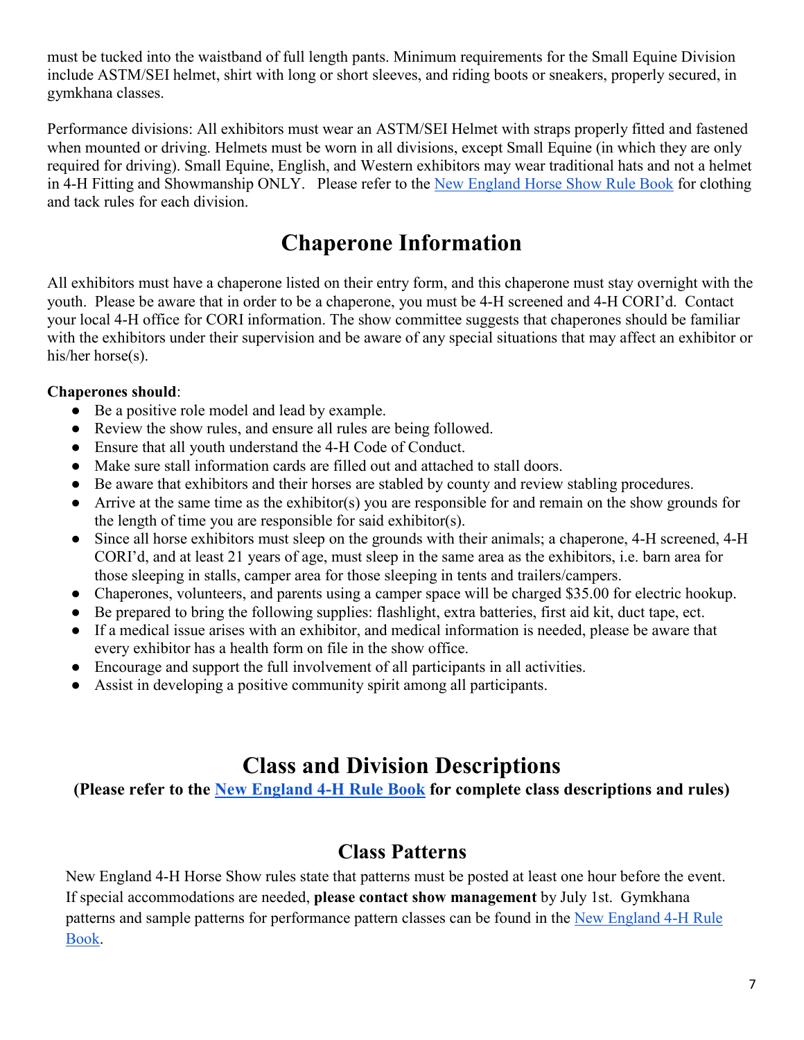must be tucked into the waistband of full length pants. Minimum requirements for the Small Equine Division include ASTM/SEI helmet, shirt with long or short sleeves, and riding boots or sneakers, properly secured, in gymkhana classes.

Performance divisions: All exhibitors must wear an ASTM/SEI Helmet with straps properly fitted and fastened when mounted or driving. Helmets must be worn in all divisions, except Small Equine (in which they are only required for driving). Small Equine, English, and Western exhibitors may wear traditional hats and not a helmet in 4-H Fitting and Showmanship ONLY. Please refer to the New England Horse Show Rule Book for clothing and tack rules for each division.

# Chaperone Information

All exhibitors must have a chaperone listed on their entry form, and this chaperone must stay overnight with the youth. Please be aware that in order to be a chaperone, you must be 4-H screened and 4-H CORI'd. Contact your local 4-H office for CORI information. The show committee suggests that chaperones should be familiar with the exhibitors under their supervision and be aware of any special situations that may affect an exhibitor or his/her horse(s).

**Chaperones should**:

- Be a positive role model and lead by example.
- Review the show rules, and ensure all rules are being followed.
- Ensure that all youth understand the 4-H Code of Conduct.
- Make sure stall information cards are filled out and attached to stall doors.
- Be aware that exhibitors and their horses are stabled by county and review stabling procedures.
- Arrive at the same time as the exhibitor(s) you are responsible for and remain on the show grounds for the length of time you are responsible for said exhibitor(s).
- Since all horse exhibitors must sleep on the grounds with their animals; a chaperone, 4-H screened, 4-H CORI'd, and at least 21 years of age, must sleep in the same area as the exhibitors, i.e. barn area for those sleeping in stalls, camper area for those sleeping in tents and trailers/campers.
- Chaperones, volunteers, and parents using a camper space will be charged $35.00 for electric hookup.
- Be prepared to bring the following supplies: flashlight, extra batteries, first aid kit, duct tape, ect.
- If a medical issue arises with an exhibitor, and medical information is needed, please be aware that every exhibitor has a health form on file in the show office.
- Encourage and support the full involvement of all participants in all activities.
- Assist in developing a positive community spirit among all participants.

# Class and Division Descriptions

**(Please refer to the New England 4-H Rule Book for complete class descriptions and rules)**

## Class Patterns

New England 4-H Horse Show rules state that patterns must be posted at least one hour before the event. If special accommodations are needed, **please contact show management** by July 1st. Gymkhana patterns and sample patterns for performance pattern classes can be found in the New England 4-H Rule Book.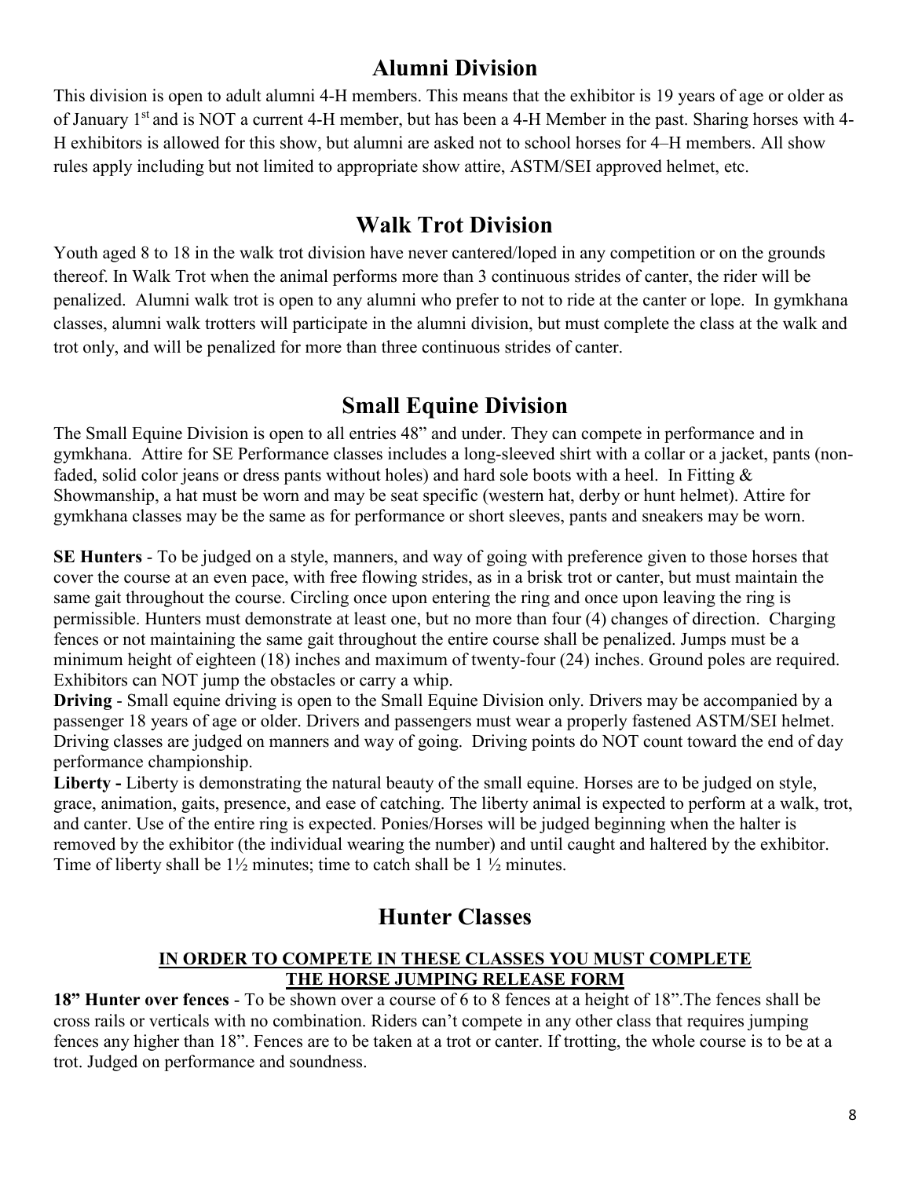## Alumni Division

This division is open to adult alumni 4-H members. This means that the exhibitor is 19 years of age or older as of January 1st and is NOT a current 4-H member, but has been a 4-H Member in the past. Sharing horses with 4-H exhibitors is allowed for this show, but alumni are asked not to school horses for 4–H members. All show rules apply including but not limited to appropriate show attire, ASTM/SEI approved helmet, etc.

## Walk Trot Division

Youth aged 8 to 18 in the walk trot division have never cantered/loped in any competition or on the grounds thereof. In Walk Trot when the animal performs more than 3 continuous strides of canter, the rider will be penalized. Alumni walk trot is open to any alumni who prefer to not to ride at the canter or lope. In gymkhana classes, alumni walk trotters will participate in the alumni division, but must complete the class at the walk and trot only, and will be penalized for more than three continuous strides of canter.

## Small Equine Division

The Small Equine Division is open to all entries 48" and under. They can compete in performance and in gymkhana. Attire for SE Performance classes includes a long-sleeved shirt with a collar or a jacket, pants (non-faded, solid color jeans or dress pants without holes) and hard sole boots with a heel. In Fitting & Showmanship, a hat must be worn and may be seat specific (western hat, derby or hunt helmet). Attire for gymkhana classes may be the same as for performance or short sleeves, pants and sneakers may be worn.

**SE Hunters** - To be judged on a style, manners, and way of going with preference given to those horses that cover the course at an even pace, with free flowing strides, as in a brisk trot or canter, but must maintain the same gait throughout the course. Circling once upon entering the ring and once upon leaving the ring is permissible. Hunters must demonstrate at least one, but no more than four (4) changes of direction. Charging fences or not maintaining the same gait throughout the entire course shall be penalized. Jumps must be a minimum height of eighteen (18) inches and maximum of twenty-four (24) inches. Ground poles are required. Exhibitors can NOT jump the obstacles or carry a whip.

**Driving** - Small equine driving is open to the Small Equine Division only. Drivers may be accompanied by a passenger 18 years of age or older. Drivers and passengers must wear a properly fastened ASTM/SEI helmet. Driving classes are judged on manners and way of going. Driving points do NOT count toward the end of day performance championship.

**Liberty -** Liberty is demonstrating the natural beauty of the small equine. Horses are to be judged on style, grace, animation, gaits, presence, and ease of catching. The liberty animal is expected to perform at a walk, trot, and canter. Use of the entire ring is expected. Ponies/Horses will be judged beginning when the halter is removed by the exhibitor (the individual wearing the number) and until caught and haltered by the exhibitor. Time of liberty shall be 1½ minutes; time to catch shall be 1 ½ minutes.

## Hunter Classes

**IN ORDER TO COMPETE IN THESE CLASSES YOU MUST COMPLETE THE HORSE JUMPING RELEASE FORM**

**18" Hunter over fences** - To be shown over a course of 6 to 8 fences at a height of 18".The fences shall be cross rails or verticals with no combination. Riders can't compete in any other class that requires jumping fences any higher than 18". Fences are to be taken at a trot or canter. If trotting, the whole course is to be at a trot. Judged on performance and soundness.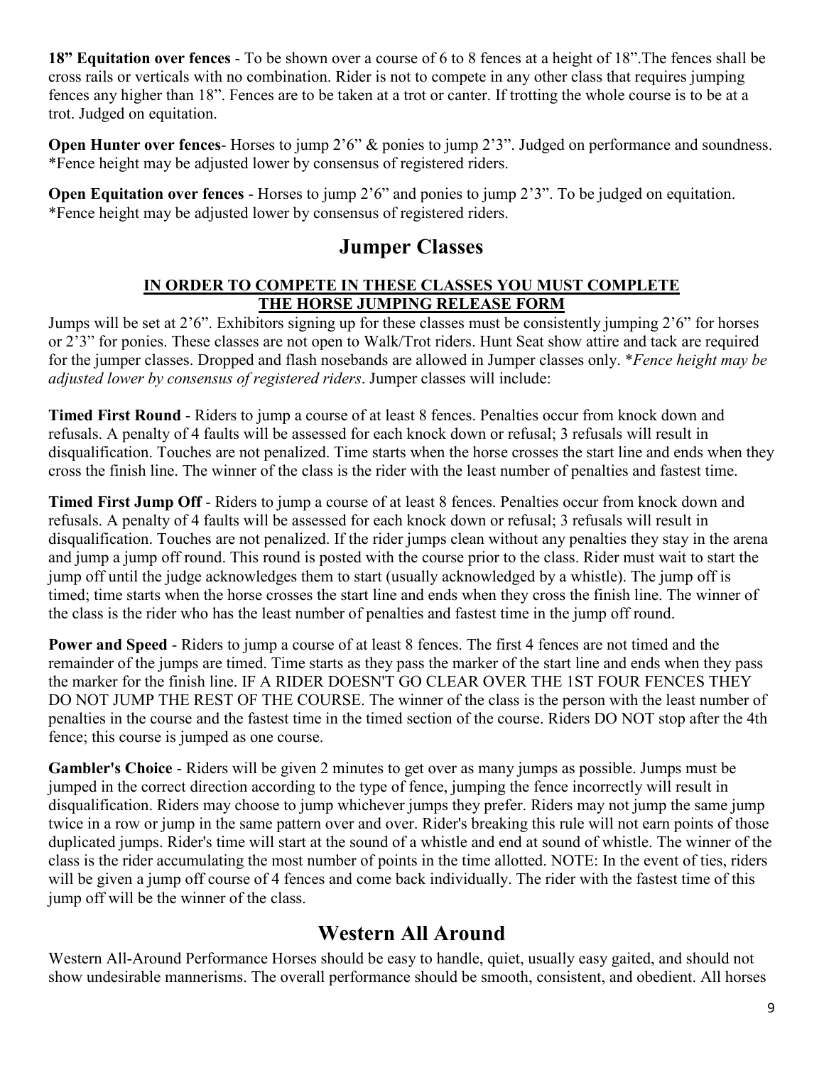**18" Equitation over fences** - To be shown over a course of 6 to 8 fences at a height of 18".The fences shall be cross rails or verticals with no combination. Rider is not to compete in any other class that requires jumping fences any higher than 18". Fences are to be taken at a trot or canter. If trotting the whole course is to be at a trot. Judged on equitation.

**Open Hunter over fences**- Horses to jump 2'6" & ponies to jump 2'3". Judged on performance and soundness. *Fence height may be adjusted lower by consensus of registered riders.

**Open Equitation over fences** - Horses to jump 2'6" and ponies to jump 2'3". To be judged on equitation. *Fence height may be adjusted lower by consensus of registered riders.

## Jumper Classes

**IN ORDER TO COMPETE IN THESE CLASSES YOU MUST COMPLETE THE HORSE JUMPING RELEASE FORM**

Jumps will be set at 2'6". Exhibitors signing up for these classes must be consistently jumping 2'6" for horses or 2'3" for ponies. These classes are not open to Walk/Trot riders. Hunt Seat show attire and tack are required for the jumper classes. Dropped and flash nosebands are allowed in Jumper classes only. **Fence height may be adjusted lower by consensus of registered riders*. Jumper classes will include:

**Timed First Round** - Riders to jump a course of at least 8 fences. Penalties occur from knock down and refusals. A penalty of 4 faults will be assessed for each knock down or refusal; 3 refusals will result in disqualification. Touches are not penalized. Time starts when the horse crosses the start line and ends when they cross the finish line. The winner of the class is the rider with the least number of penalties and fastest time.

**Timed First Jump Off** - Riders to jump a course of at least 8 fences. Penalties occur from knock down and refusals. A penalty of 4 faults will be assessed for each knock down or refusal; 3 refusals will result in disqualification. Touches are not penalized. If the rider jumps clean without any penalties they stay in the arena and jump a jump off round. This round is posted with the course prior to the class. Rider must wait to start the jump off until the judge acknowledges them to start (usually acknowledged by a whistle). The jump off is timed; time starts when the horse crosses the start line and ends when they cross the finish line. The winner of the class is the rider who has the least number of penalties and fastest time in the jump off round.

**Power and Speed** - Riders to jump a course of at least 8 fences. The first 4 fences are not timed and the remainder of the jumps are timed. Time starts as they pass the marker of the start line and ends when they pass the marker for the finish line. IF A RIDER DOESN'T GO CLEAR OVER THE 1ST FOUR FENCES THEY DO NOT JUMP THE REST OF THE COURSE. The winner of the class is the person with the least number of penalties in the course and the fastest time in the timed section of the course. Riders DO NOT stop after the 4th fence; this course is jumped as one course.

**Gambler's Choice** - Riders will be given 2 minutes to get over as many jumps as possible. Jumps must be jumped in the correct direction according to the type of fence, jumping the fence incorrectly will result in disqualification. Riders may choose to jump whichever jumps they prefer. Riders may not jump the same jump twice in a row or jump in the same pattern over and over. Rider's breaking this rule will not earn points of those duplicated jumps. Rider's time will start at the sound of a whistle and end at sound of whistle. The winner of the class is the rider accumulating the most number of points in the time allotted. NOTE: In the event of ties, riders will be given a jump off course of 4 fences and come back individually. The rider with the fastest time of this jump off will be the winner of the class.

## Western All Around

Western All-Around Performance Horses should be easy to handle, quiet, usually easy gaited, and should not show undesirable mannerisms. The overall performance should be smooth, consistent, and obedient. All horses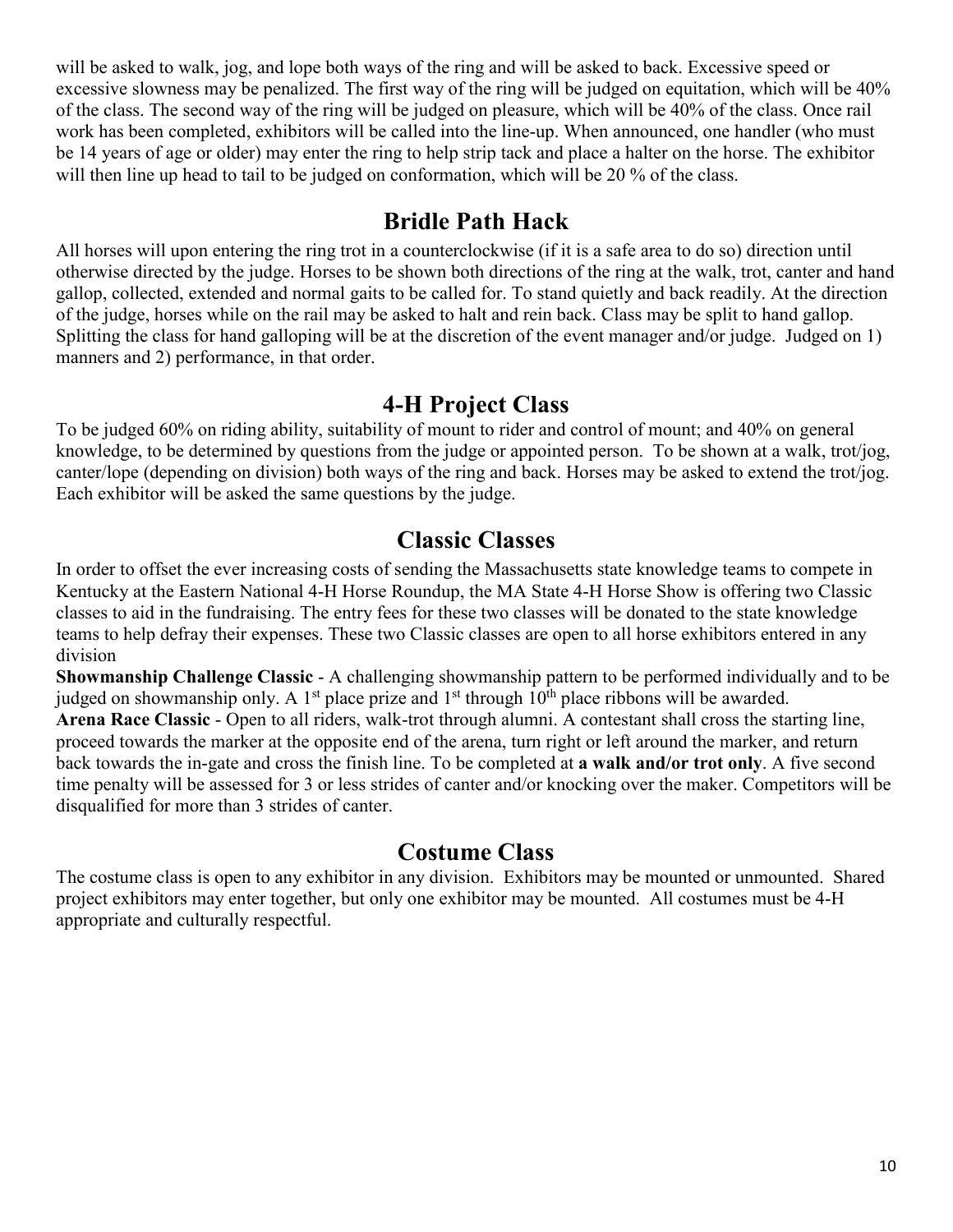will be asked to walk, jog, and lope both ways of the ring and will be asked to back. Excessive speed or excessive slowness may be penalized. The first way of the ring will be judged on equitation, which will be 40% of the class. The second way of the ring will be judged on pleasure, which will be 40% of the class. Once rail work has been completed, exhibitors will be called into the line-up. When announced, one handler (who must be 14 years of age or older) may enter the ring to help strip tack and place a halter on the horse. The exhibitor will then line up head to tail to be judged on conformation, which will be 20 % of the class.

## Bridle Path Hack

All horses will upon entering the ring trot in a counterclockwise (if it is a safe area to do so) direction until otherwise directed by the judge. Horses to be shown both directions of the ring at the walk, trot, canter and hand gallop, collected, extended and normal gaits to be called for. To stand quietly and back readily. At the direction of the judge, horses while on the rail may be asked to halt and rein back. Class may be split to hand gallop. Splitting the class for hand galloping will be at the discretion of the event manager and/or judge. Judged on 1) manners and 2) performance, in that order.

## 4-H Project Class

To be judged 60% on riding ability, suitability of mount to rider and control of mount; and 40% on general knowledge, to be determined by questions from the judge or appointed person. To be shown at a walk, trot/jog, canter/lope (depending on division) both ways of the ring and back. Horses may be asked to extend the trot/jog. Each exhibitor will be asked the same questions by the judge.

## Classic Classes

In order to offset the ever increasing costs of sending the Massachusetts state knowledge teams to compete in Kentucky at the Eastern National 4-H Horse Roundup, the MA State 4-H Horse Show is offering two Classic classes to aid in the fundraising. The entry fees for these two classes will be donated to the state knowledge teams to help defray their expenses. These two Classic classes are open to all horse exhibitors entered in any division

**Showmanship Challenge Classic** - A challenging showmanship pattern to be performed individually and to be judged on showmanship only. A 1st place prize and 1st through 10th place ribbons will be awarded.

**Arena Race Classic** - Open to all riders, walk-trot through alumni. A contestant shall cross the starting line, proceed towards the marker at the opposite end of the arena, turn right or left around the marker, and return back towards the in-gate and cross the finish line. To be completed at **a walk and/or trot only**. A five second time penalty will be assessed for 3 or less strides of canter and/or knocking over the maker. Competitors will be disqualified for more than 3 strides of canter.

## Costume Class

The costume class is open to any exhibitor in any division. Exhibitors may be mounted or unmounted. Shared project exhibitors may enter together, but only one exhibitor may be mounted. All costumes must be 4-H appropriate and culturally respectful.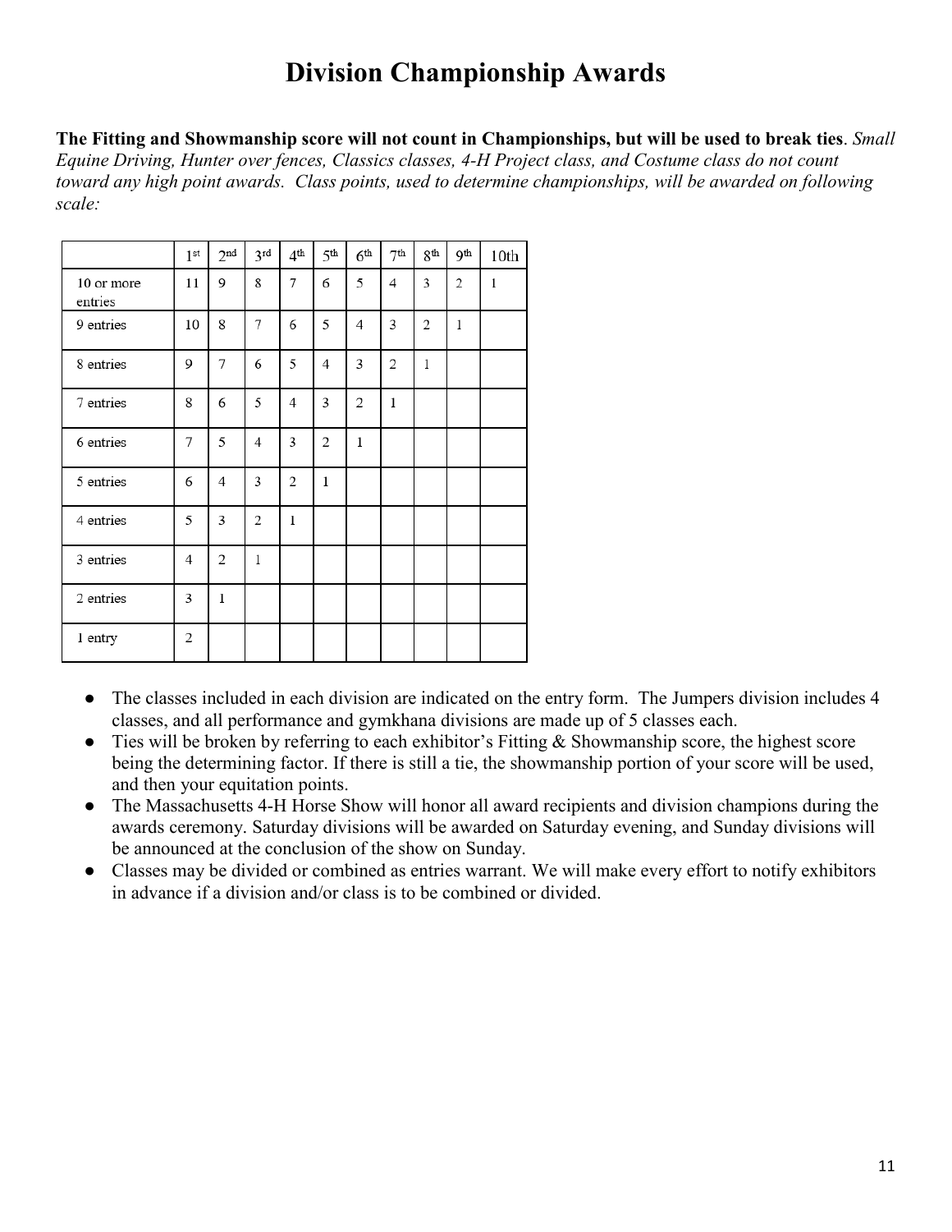# Division Championship Awards

**The Fitting and Showmanship score will not count in Championships, but will be used to break ties**. *Small Equine Driving, Hunter over fences, Classics classes, 4-H Project class, and Costume class do not count toward any high point awards. Class points, used to determine championships, will be awarded on following scale:*

| | 1st | 2nd | 3rd | 4th | 5th | 6th | 7th | 8th | 9th | 10th |
|---|---|---|---|---|---|---|---|---|---|---|
| 10 or more entries | 11 | 9 | 8 | 7 | 6 | 5 | 4 | 3 | 2 | 1 |
| 9 entries | 10 | 8 | 7 | 6 | 5 | 4 | 3 | 2 | 1 | |
| 8 entries | 9 | 7 | 6 | 5 | 4 | 3 | 2 | 1 | | |
| 7 entries | 8 | 6 | 5 | 4 | 3 | 2 | 1 | | | |
| 6 entries | 7 | 5 | 4 | 3 | 2 | 1 | | | | |
| 5 entries | 6 | 4 | 3 | 2 | 1 | | | | | |
| 4 entries | 5 | 3 | 2 | 1 | | | | | | |
| 3 entries | 4 | 2 | 1 | | | | | | | |
| 2 entries | 3 | 1 | | | | | | | | |
| 1 entry | 2 | | | | | | | | | |

- The classes included in each division are indicated on the entry form. The Jumpers division includes 4 classes, and all performance and gymkhana divisions are made up of 5 classes each.
- Ties will be broken by referring to each exhibitor's Fitting & Showmanship score, the highest score being the determining factor. If there is still a tie, the showmanship portion of your score will be used, and then your equitation points.
- The Massachusetts 4-H Horse Show will honor all award recipients and division champions during the awards ceremony. Saturday divisions will be awarded on Saturday evening, and Sunday divisions will be announced at the conclusion of the show on Sunday.
- Classes may be divided or combined as entries warrant. We will make every effort to notify exhibitors in advance if a division and/or class is to be combined or divided.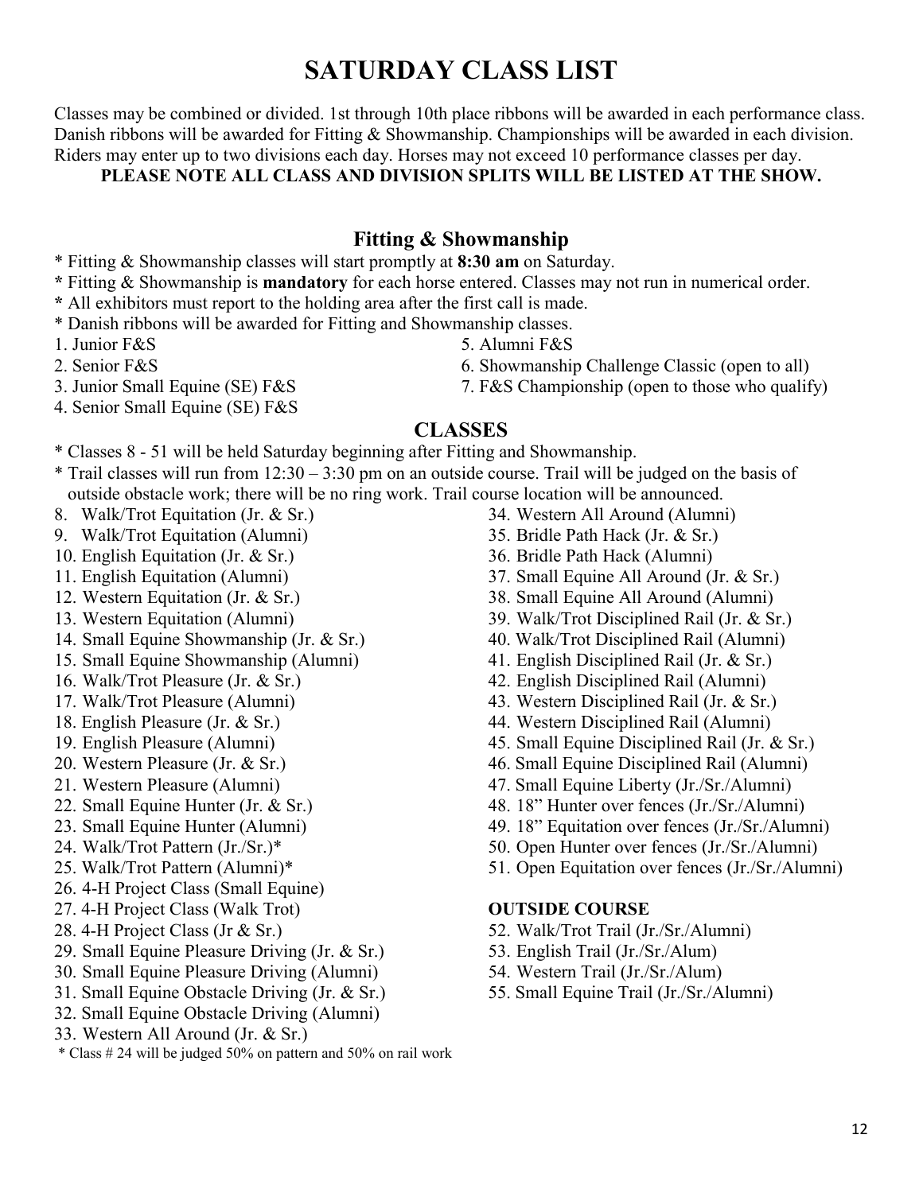# SATURDAY CLASS LIST

Classes may be combined or divided. 1st through 10th place ribbons will be awarded in each performance class. Danish ribbons will be awarded for Fitting & Showmanship. Championships will be awarded in each division. Riders may enter up to two divisions each day. Horses may not exceed 10 performance classes per day.

**PLEASE NOTE ALL CLASS AND DIVISION SPLITS WILL BE LISTED AT THE SHOW.**

## Fitting & Showmanship

* Fitting & Showmanship classes will start promptly at **8:30 am** on Saturday.
* Fitting & Showmanship is **mandatory** for each horse entered. Classes may not run in numerical order.
* All exhibitors must report to the holding area after the first call is made.
* Danish ribbons will be awarded for Fitting and Showmanship classes.

1. Junior F&S
2. Senior F&S
3. Junior Small Equine (SE) F&S
4. Senior Small Equine (SE) F&S
5. Alumni F&S
6. Showmanship Challenge Classic (open to all)
7. F&S Championship (open to those who qualify)

## CLASSES

* Classes 8 - 51 will be held Saturday beginning after Fitting and Showmanship.
* Trail classes will run from 12:30 – 3:30 pm on an outside course. Trail will be judged on the basis of outside obstacle work; there will be no ring work. Trail course location will be announced.

8. Walk/Trot Equitation (Jr. & Sr.)
9. Walk/Trot Equitation (Alumni)
10. English Equitation (Jr. & Sr.)
11. English Equitation (Alumni)
12. Western Equitation (Jr. & Sr.)
13. Western Equitation (Alumni)
14. Small Equine Showmanship (Jr. & Sr.)
15. Small Equine Showmanship (Alumni)
16. Walk/Trot Pleasure (Jr. & Sr.)
17. Walk/Trot Pleasure (Alumni)
18. English Pleasure (Jr. & Sr.)
19. English Pleasure (Alumni)
20. Western Pleasure (Jr. & Sr.)
21. Western Pleasure (Alumni)
22. Small Equine Hunter (Jr. & Sr.)
23. Small Equine Hunter (Alumni)
24. Walk/Trot Pattern (Jr./Sr.)*
25. Walk/Trot Pattern (Alumni)*
26. 4-H Project Class (Small Equine)
27. 4-H Project Class (Walk Trot)
28. 4-H Project Class (Jr & Sr.)
29. Small Equine Pleasure Driving (Jr. & Sr.)
30. Small Equine Pleasure Driving (Alumni)
31. Small Equine Obstacle Driving (Jr. & Sr.)
32. Small Equine Obstacle Driving (Alumni)
33. Western All Around (Jr. & Sr.)
34. Western All Around (Alumni)
35. Bridle Path Hack (Jr. & Sr.)
36. Bridle Path Hack (Alumni)
37. Small Equine All Around (Jr. & Sr.)
38. Small Equine All Around (Alumni)
39. Walk/Trot Disciplined Rail (Jr. & Sr.)
40. Walk/Trot Disciplined Rail (Alumni)
41. English Disciplined Rail (Jr. & Sr.)
42. English Disciplined Rail (Alumni)
43. Western Disciplined Rail (Jr. & Sr.)
44. Western Disciplined Rail (Alumni)
45. Small Equine Disciplined Rail (Jr. & Sr.)
46. Small Equine Disciplined Rail (Alumni)
47. Small Equine Liberty (Jr./Sr./Alumni)
48. 18" Hunter over fences (Jr./Sr./Alumni)
49. 18" Equitation over fences (Jr./Sr./Alumni)
50. Open Hunter over fences (Jr./Sr./Alumni)
51. Open Equitation over fences (Jr./Sr./Alumni)

* Class # 24 will be judged 50% on pattern and 50% on rail work

**OUTSIDE COURSE**

52. Walk/Trot Trail (Jr./Sr./Alumni)
53. English Trail (Jr./Sr./Alum)
54. Western Trail (Jr./Sr./Alum)
55. Small Equine Trail (Jr./Sr./Alumni)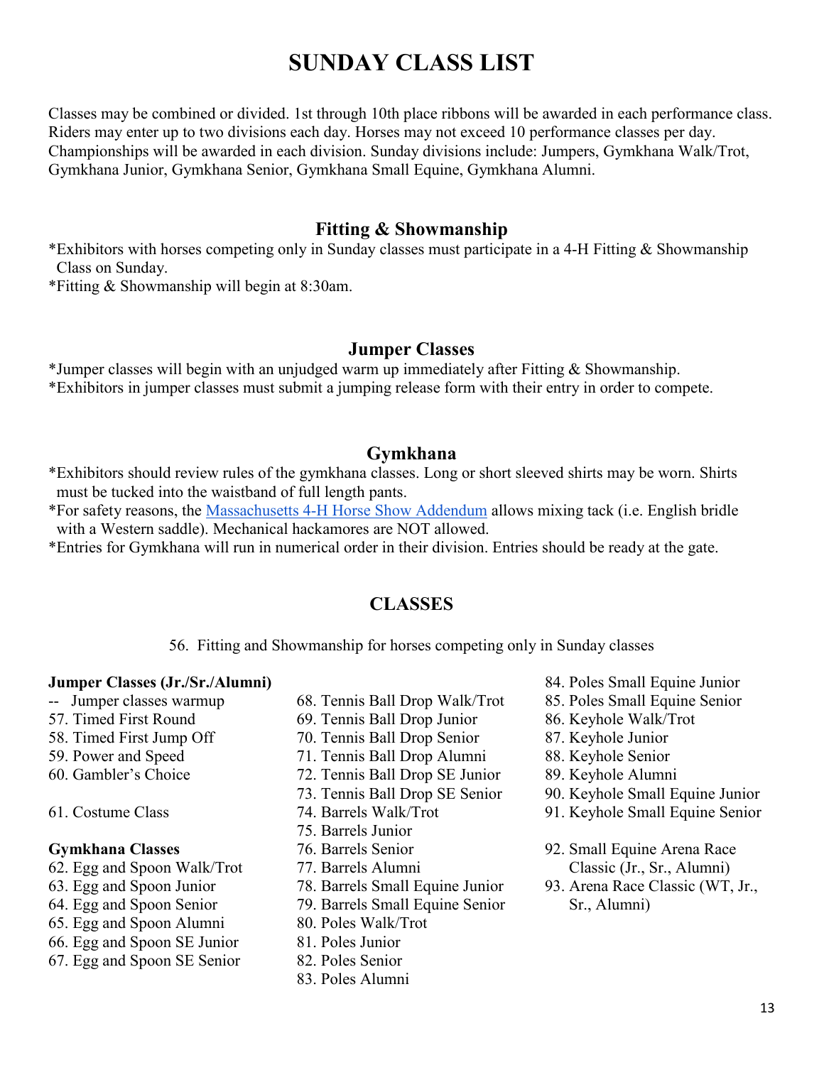# SUNDAY CLASS LIST

Classes may be combined or divided. 1st through 10th place ribbons will be awarded in each performance class. Riders may enter up to two divisions each day. Horses may not exceed 10 performance classes per day. Championships will be awarded in each division. Sunday divisions include: Jumpers, Gymkhana Walk/Trot, Gymkhana Junior, Gymkhana Senior, Gymkhana Small Equine, Gymkhana Alumni.

## Fitting & Showmanship

*Exhibitors with horses competing only in Sunday classes must participate in a 4-H Fitting & Showmanship Class on Sunday.
*Fitting & Showmanship will begin at 8:30am.

## Jumper Classes

*Jumper classes will begin with an unjudged warm up immediately after Fitting & Showmanship.
*Exhibitors in jumper classes must submit a jumping release form with their entry in order to compete.

## Gymkhana

*Exhibitors should review rules of the gymkhana classes. Long or short sleeved shirts may be worn. Shirts must be tucked into the waistband of full length pants.
*For safety reasons, the Massachusetts 4-H Horse Show Addendum allows mixing tack (i.e. English bridle with a Western saddle). Mechanical hackamores are NOT allowed.
*Entries for Gymkhana will run in numerical order in their division. Entries should be ready at the gate.

## CLASSES

56. Fitting and Showmanship for horses competing only in Sunday classes

**Jumper Classes (Jr./Sr./Alumni)**

-- Jumper classes warmup
57. Timed First Round
58. Timed First Jump Off
59. Power and Speed
60. Gambler's Choice

61. Costume Class

**Gymkhana Classes**

62. Egg and Spoon Walk/Trot
63. Egg and Spoon Junior
64. Egg and Spoon Senior
65. Egg and Spoon Alumni
66. Egg and Spoon SE Junior
67. Egg and Spoon SE Senior
68. Tennis Ball Drop Walk/Trot
69. Tennis Ball Drop Junior
70. Tennis Ball Drop Senior
71. Tennis Ball Drop Alumni
72. Tennis Ball Drop SE Junior
73. Tennis Ball Drop SE Senior
74. Barrels Walk/Trot
75. Barrels Junior
76. Barrels Senior
77. Barrels Alumni
78. Barrels Small Equine Junior
79. Barrels Small Equine Senior
80. Poles Walk/Trot
81. Poles Junior
82. Poles Senior
83. Poles Alumni
84. Poles Small Equine Junior
85. Poles Small Equine Senior
86. Keyhole Walk/Trot
87. Keyhole Junior
88. Keyhole Senior
89. Keyhole Alumni
90. Keyhole Small Equine Junior
91. Keyhole Small Equine Senior

92. Small Equine Arena Race Classic (Jr., Sr., Alumni)
93. Arena Race Classic (WT, Jr., Sr., Alumni)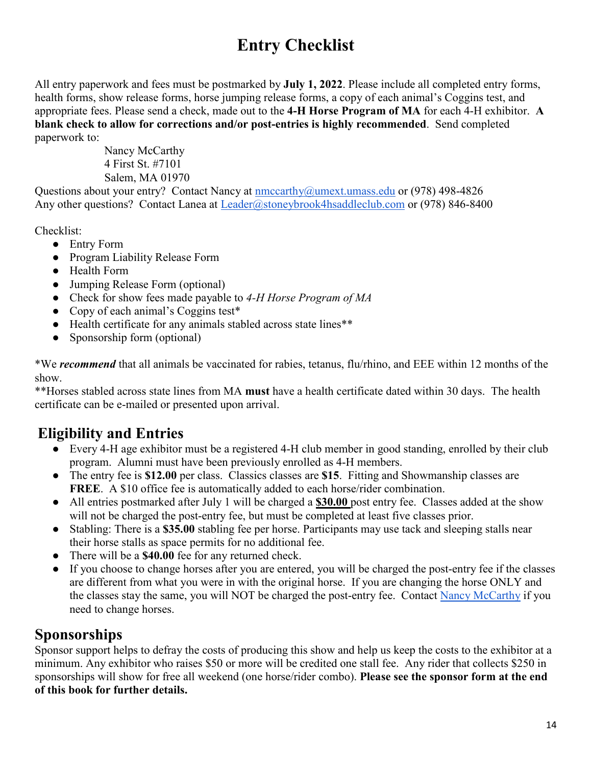# Entry Checklist

All entry paperwork and fees must be postmarked by **July 1, 2022**. Please include all completed entry forms, health forms, show release forms, horse jumping release forms, a copy of each animal's Coggins test, and appropriate fees. Please send a check, made out to the **4-H Horse Program of MA** for each 4-H exhibitor. **A blank check to allow for corrections and/or post-entries is highly recommended**. Send completed paperwork to:

Nancy McCarthy
4 First St. #7101
Salem, MA 01970

Questions about your entry? Contact Nancy at nmccarthy@umext.umass.edu or (978) 498-4826
Any other questions? Contact Lanea at Leader@stoneybrook4hsaddleclub.com or (978) 846-8400

Checklist:

- Entry Form
- Program Liability Release Form
- Health Form
- Jumping Release Form (optional)
- Check for show fees made payable to *4-H Horse Program of MA*
- Copy of each animal's Coggins test*
- Health certificate for any animals stabled across state lines**
- Sponsorship form (optional)

*We ***recommend*** that all animals be vaccinated for rabies, tetanus, flu/rhino, and EEE within 12 months of the show.
**Horses stabled across state lines from MA **must** have a health certificate dated within 30 days. The health certificate can be e-mailed or presented upon arrival.

## Eligibility and Entries

- Every 4-H age exhibitor must be a registered 4-H club member in good standing, enrolled by their club program. Alumni must have been previously enrolled as 4-H members.
- The entry fee is **$12.00** per class. Classics classes are **$15**. Fitting and Showmanship classes are **FREE**. A $10 office fee is automatically added to each horse/rider combination.
- All entries postmarked after July 1 will be charged a **$30.00** post entry fee. Classes added at the show will not be charged the post-entry fee, but must be completed at least five classes prior.
- Stabling: There is a **$35.00** stabling fee per horse. Participants may use tack and sleeping stalls near their horse stalls as space permits for no additional fee.
- There will be a **$40.00** fee for any returned check.
- If you choose to change horses after you are entered, you will be charged the post-entry fee if the classes are different from what you were in with the original horse. If you are changing the horse ONLY and the classes stay the same, you will NOT be charged the post-entry fee. Contact Nancy McCarthy if you need to change horses.

## Sponsorships

Sponsor support helps to defray the costs of producing this show and help us keep the costs to the exhibitor at a minimum. Any exhibitor who raises $50 or more will be credited one stall fee. Any rider that collects $250 in sponsorships will show for free all weekend (one horse/rider combo). **Please see the sponsor form at the end of this book for further details.**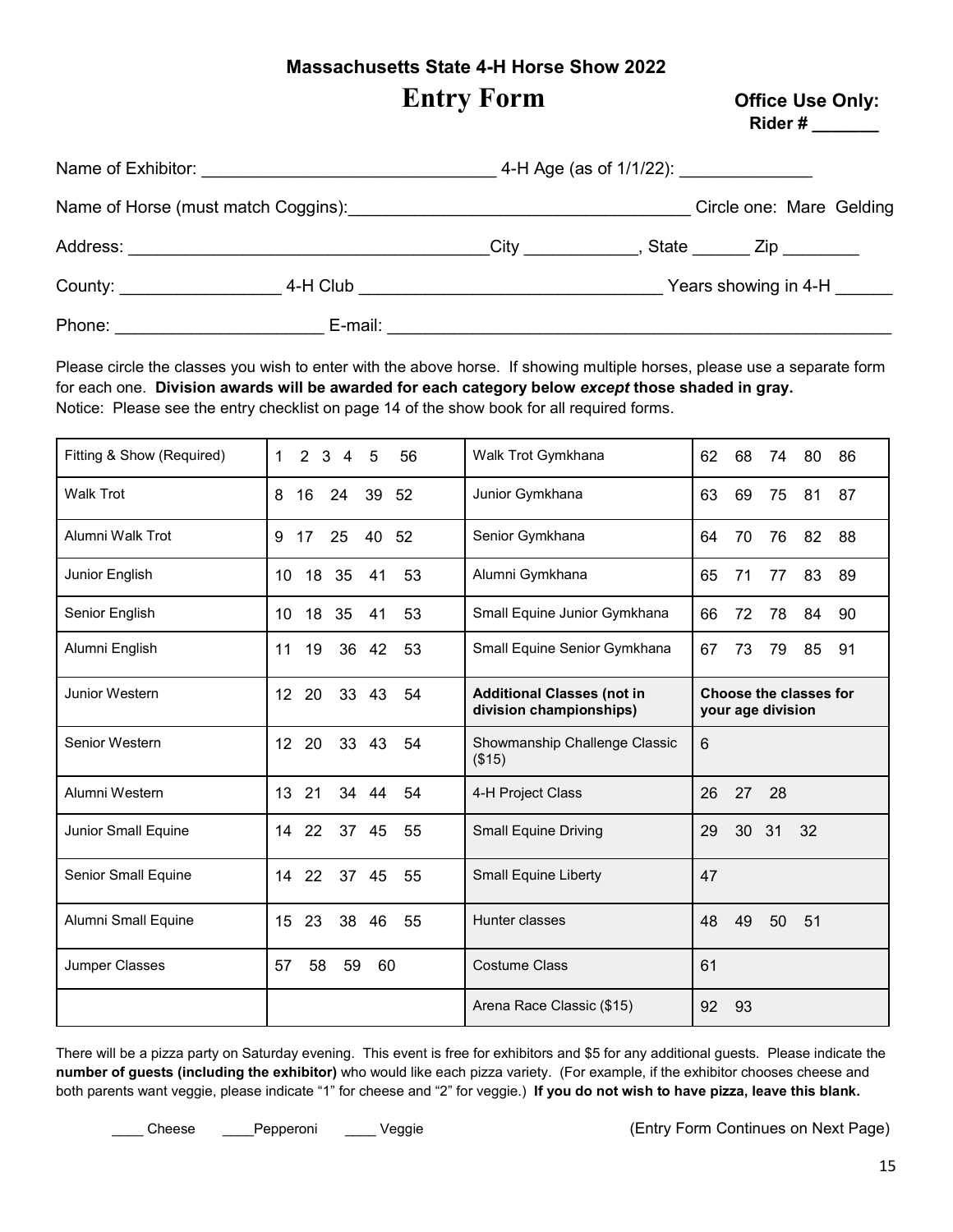# Massachusetts State 4-H Horse Show 2022

## Entry Form

**Office Use Only:**
**Rider # _______**

Name of Exhibitor: ______________________________ 4-H Age (as of 1/1/22): ______________

Name of Horse (must match Coggins):___________________________________ Circle one: Mare Gelding

Address: _____________________________________City ____________, State ______ Zip ________

County: ________________ 4-H Club _______________________________ Years showing in 4-H ______

Phone: _____________________ E-mail: ______________________________________________________

Please circle the classes you wish to enter with the above horse. If showing multiple horses, please use a separate form for each one. **Division awards will be awarded for each category below *except* those shaded in gray.**
Notice: Please see the entry checklist on page 14 of the show book for all required forms.

| Fitting & Show (Required) | 1 2 3 4 5 56 | Walk Trot Gymkhana | 62 68 74 80 86 |
|---|---|---|---|
| Walk Trot | 8 16 24 39 52 | Junior Gymkhana | 63 69 75 81 87 |
| Alumni Walk Trot | 9 17 25 40 52 | Senior Gymkhana | 64 70 76 82 88 |
| Junior English | 10 18 35 41 53 | Alumni Gymkhana | 65 71 77 83 89 |
| Senior English | 10 18 35 41 53 | Small Equine Junior Gymkhana | 66 72 78 84 90 |
| Alumni English | 11 19 36 42 53 | Small Equine Senior Gymkhana | 67 73 79 85 91 |
| Junior Western | 12 20 33 43 54 | **Additional Classes (not in division championships)** | **Choose the classes for your age division** |
| Senior Western | 12 20 33 43 54 | Showmanship Challenge Classic ($15) | 6 |
| Alumni Western | 13 21 34 44 54 | 4-H Project Class | 26 27 28 |
| Junior Small Equine | 14 22 37 45 55 | Small Equine Driving | 29 30 31 32 |
| Senior Small Equine | 14 22 37 45 55 | Small Equine Liberty | 47 |
| Alumni Small Equine | 15 23 38 46 55 | Hunter classes | 48 49 50 51 |
| Jumper Classes | 57 58 59 60 | Costume Class | 61 |
| | | Arena Race Classic ($15) | 92 93 |

There will be a pizza party on Saturday evening. This event is free for exhibitors and $5 for any additional guests. Please indicate the **number of guests (including the exhibitor)** who would like each pizza variety. (For example, if the exhibitor chooses cheese and both parents want veggie, please indicate "1" for cheese and "2" for veggie.) **If you do not wish to have pizza, leave this blank.**

____ Cheese ____Pepperoni ____ Veggie

(Entry Form Continues on Next Page)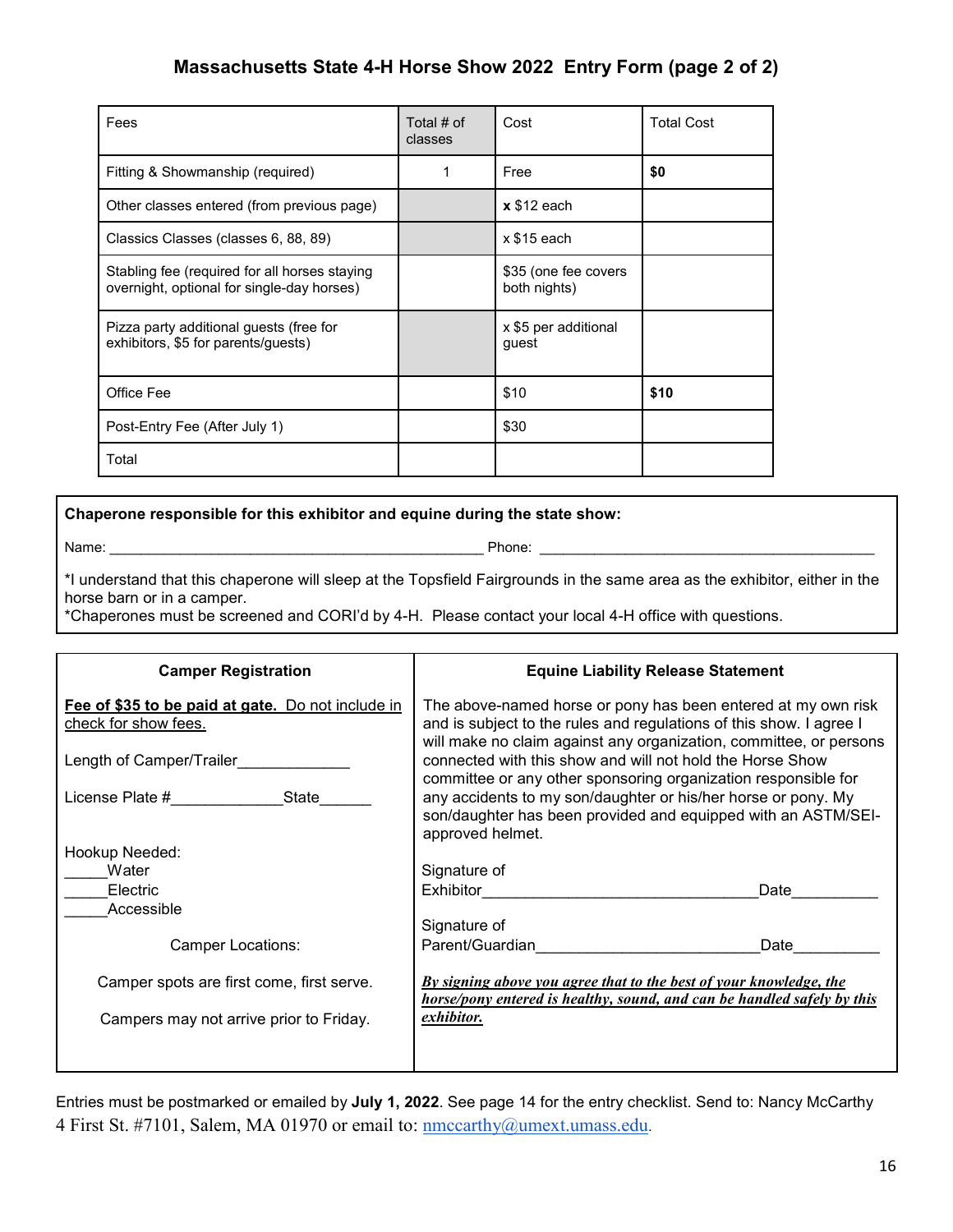# Massachusetts State 4-H Horse Show 2022  Entry Form (page 2 of 2)

| Fees | Total # of classes | Cost | Total Cost |
|---|---|---|---|
| Fitting & Showmanship (required) | 1 | Free | **$0** |
| Other classes entered (from previous page) | | **x** $12 each | |
| Classics Classes (classes 6, 88, 89) | | x $15 each | |
| Stabling fee (required for all horses staying overnight, optional for single-day horses) | | $35 (one fee covers both nights) | |
| Pizza party additional guests (free for exhibitors, $5 for parents/guests) | | x $5 per additional guest | |
| Office Fee | | $10 | **$10** |
| Post-Entry Fee (After July 1) | | $30 | |
| Total | | | |

**Chaperone responsible for this exhibitor and equine during the state show:**

Name: ______________________________________________ Phone: ___________________________________________

*I understand that this chaperone will sleep at the Topsfield Fairgrounds in the same area as the exhibitor, either in the horse barn or in a camper.
*Chaperones must be screened and CORI'd by 4-H. Please contact your local 4-H office with questions.

| Camper Registration | Equine Liability Release Statement |
|---|---|
| **<u>Fee of $35 to be paid at gate.</u>** <u>Do not include in check for show fees.</u><br><br>Length of Camper/Trailer_____________<br><br>License Plate #_____________State______<br><br>Hookup Needed:<br>_____Water<br>_____Electric<br>_____Accessible<br><br>Camper Locations:<br><br>Camper spots are first come, first serve.<br><br>Campers may not arrive prior to Friday. | The above-named horse or pony has been entered at my own risk and is subject to the rules and regulations of this show. I agree I will make no claim against any organization, committee, or persons connected with this show and will not hold the Horse Show committee or any other sponsoring organization responsible for any accidents to my son/daughter or his/her horse or pony. My son/daughter has been provided and equipped with an ASTM/SEI-approved helmet.<br><br>Signature of Exhibitor_________________________________Date__________<br><br>Signature of Parent/Guardian__________________________Date__________<br><br>***<u>By signing above you agree that to the best of your knowledge, the horse/pony entered is healthy, sound, and can be handled safely by this exhibitor.</u>*** |

Entries must be postmarked or emailed by **July 1, 2022**. See page 14 for the entry checklist. Send to: Nancy McCarthy 4 First St. #7101, Salem, MA 01970 or email to: nmccarthy@umext.umass.edu.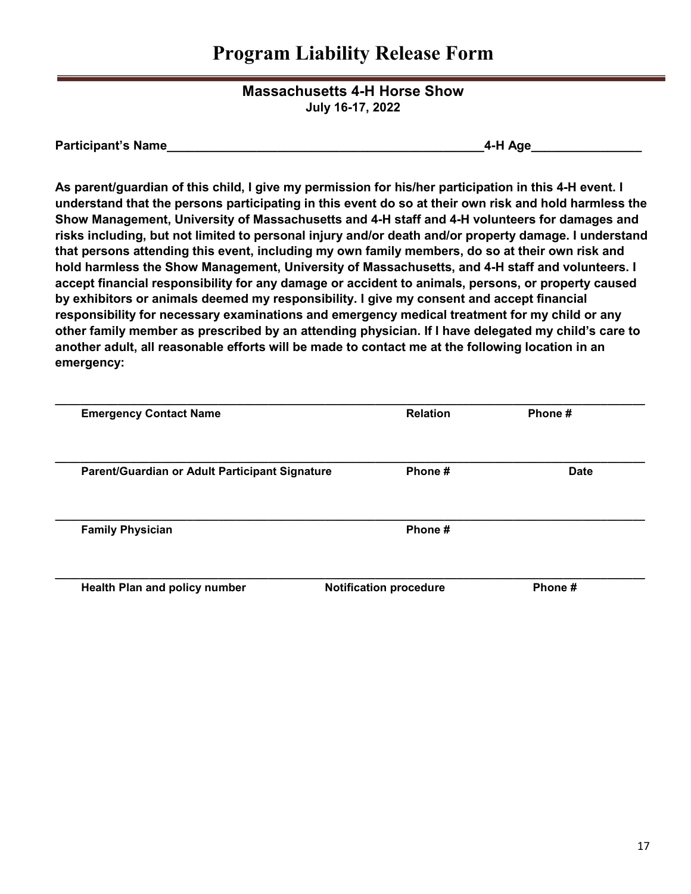# Program Liability Release Form

**Massachusetts 4-H Horse Show**
**July 16-17, 2022**

**Participant's Name\_\_\_\_\_\_\_\_\_\_\_\_\_\_\_\_\_\_\_\_\_\_\_\_\_\_\_\_\_\_\_\_\_\_\_\_\_\_\_\_\_\_\_\_\_\_4-H Age\_\_\_\_\_\_\_\_\_\_\_\_\_\_\_\_**

**As parent/guardian of this child, I give my permission for his/her participation in this 4-H event. I understand that the persons participating in this event do so at their own risk and hold harmless the Show Management, University of Massachusetts and 4-H staff and 4-H volunteers for damages and risks including, but not limited to personal injury and/or death and/or property damage. I understand that persons attending this event, including my own family members, do so at their own risk and hold harmless the Show Management, University of Massachusetts, and 4-H staff and volunteers. I accept financial responsibility for any damage or accident to animals, persons, or property caused by exhibitors or animals deemed my responsibility. I give my consent and accept financial responsibility for necessary examinations and emergency medical treatment for my child or any other family member as prescribed by an attending physician. If I have delegated my child's care to another adult, all reasonable efforts will be made to contact me at the following location in an emergency:**

\_\_\_\_\_\_\_\_\_\_\_\_\_\_\_\_\_\_\_\_\_\_\_\_\_\_\_\_\_\_\_\_\_\_\_\_\_\_\_\_\_\_\_\_\_\_\_\_\_\_\_\_\_\_\_\_\_\_\_\_\_\_\_\_\_\_\_\_\_\_\_\_\_\_\_\_\_\_\_\_
**Emergency Contact Name** **Relation** **Phone #**

\_\_\_\_\_\_\_\_\_\_\_\_\_\_\_\_\_\_\_\_\_\_\_\_\_\_\_\_\_\_\_\_\_\_\_\_\_\_\_\_\_\_\_\_\_\_\_\_\_\_\_\_\_\_\_\_\_\_\_\_\_\_\_\_\_\_\_\_\_\_\_\_\_\_\_\_\_\_\_\_
**Parent/Guardian or Adult Participant Signature** **Phone #** **Date**

\_\_\_\_\_\_\_\_\_\_\_\_\_\_\_\_\_\_\_\_\_\_\_\_\_\_\_\_\_\_\_\_\_\_\_\_\_\_\_\_\_\_\_\_\_\_\_\_\_\_\_\_\_\_\_\_\_\_\_\_\_\_\_\_\_\_\_\_\_\_\_\_\_\_\_\_\_\_\_\_
**Family Physician** **Phone #**

\_\_\_\_\_\_\_\_\_\_\_\_\_\_\_\_\_\_\_\_\_\_\_\_\_\_\_\_\_\_\_\_\_\_\_\_\_\_\_\_\_\_\_\_\_\_\_\_\_\_\_\_\_\_\_\_\_\_\_\_\_\_\_\_\_\_\_\_\_\_\_\_\_\_\_\_\_\_\_\_
**Health Plan and policy number** **Notification procedure** **Phone #**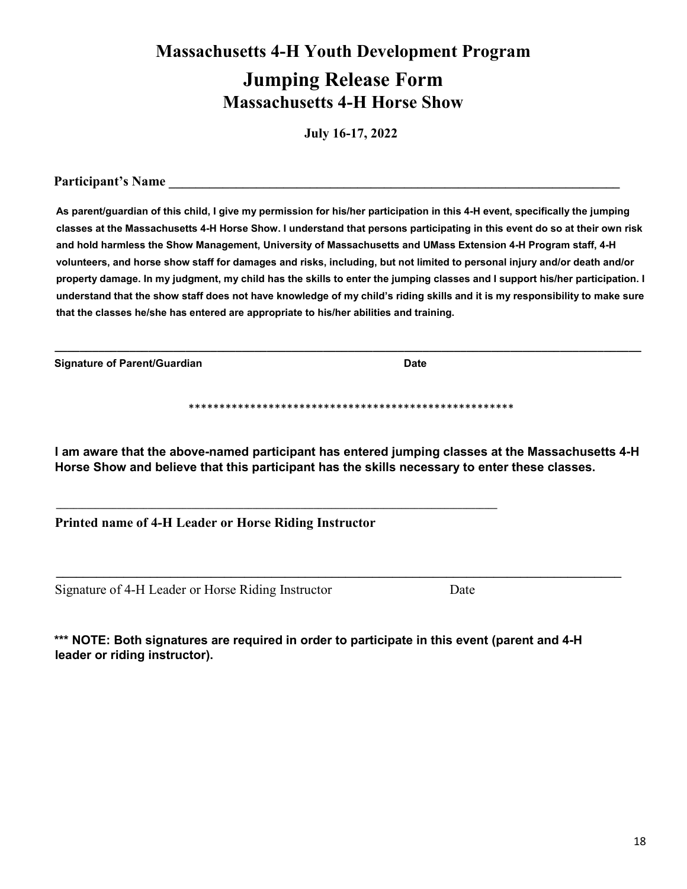# Massachusetts 4-H Youth Development Program

# Jumping Release Form

## Massachusetts 4-H Horse Show

**July 16-17, 2022**

**Participant's Name** ______________________________________________________________________

**As parent/guardian of this child, I give my permission for his/her participation in this 4-H event, specifically the jumping classes at the Massachusetts 4-H Horse Show. I understand that persons participating in this event do so at their own risk and hold harmless the Show Management, University of Massachusetts and UMass Extension 4-H Program staff, 4-H volunteers, and horse show staff for damages and risks, including, but not limited to personal injury and/or death and/or property damage. In my judgment, my child has the skills to enter the jumping classes and I support his/her participation. I understand that the show staff does not have knowledge of my child's riding skills and it is my responsibility to make sure that the classes he/she has entered are appropriate to his/her abilities and training.**

______________________________________________________________________________________

**Signature of Parent/Guardian** **Date**

*****************************************************

**I am aware that the above-named participant has entered jumping classes at the Massachusetts 4-H Horse Show and believe that this participant has the skills necessary to enter these classes.**

______________________________________________________________________

**Printed name of 4-H Leader or Horse Riding Instructor**

______________________________________________________________________________________

Signature of 4-H Leader or Horse Riding Instructor Date

**\*\*\* NOTE: Both signatures are required in order to participate in this event (parent and 4-H leader or riding instructor).**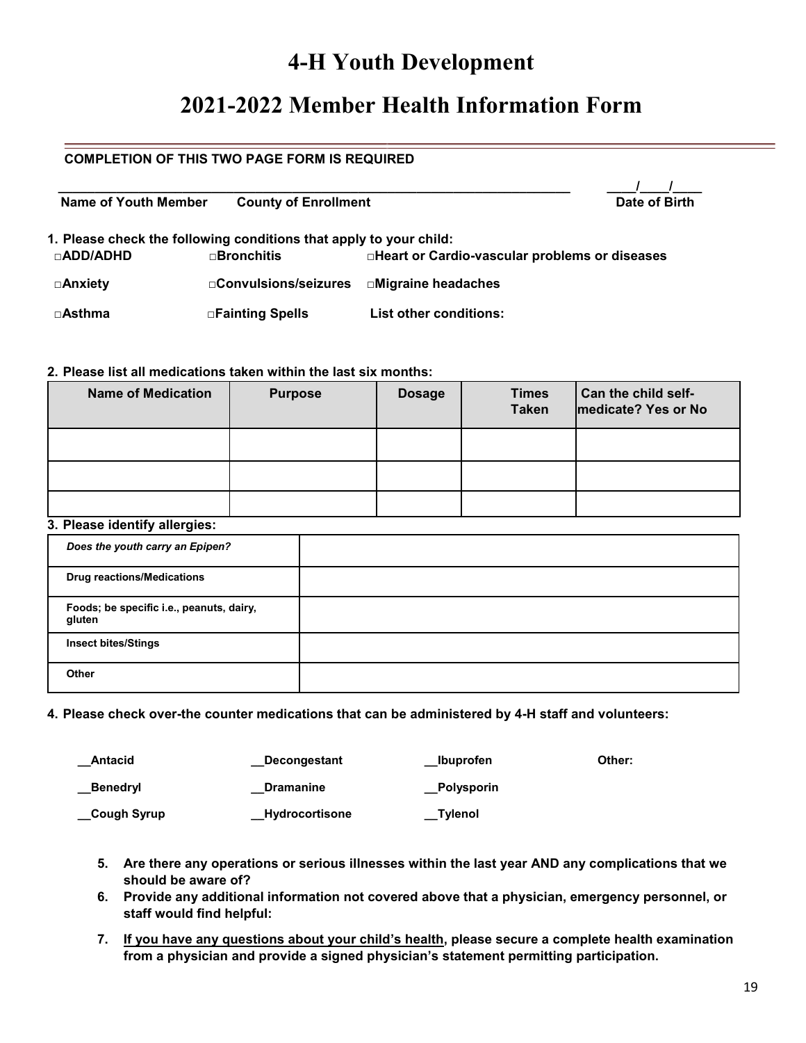# 4-H Youth Development

# 2021-2022 Member Health Information Form

**COMPLETION OF THIS TWO PAGE FORM IS REQUIRED**

\_\_\_\_\_\_\_\_\_\_\_\_\_\_\_\_\_\_\_\_\_\_\_\_\_\_\_\_\_\_\_\_\_\_\_\_\_\_\_\_\_\_\_\_\_\_\_\_\_\_\_\_\_\_\_\_\_\_\_\_\_\_\_\_\_\_\_\_\_\_ \_\_\_\_/\_\_\_\_/\_\_\_\_

**Name of Youth Member** **County of Enrollment** **Date of Birth**

**1. Please check the following conditions that apply to your child:**

- **□ADD/ADHD**
- **□Bronchitis**
- **□Heart or Cardio-vascular problems or diseases**
- **□Anxiety**
- **□Convulsions/seizures**
- **□Migraine headaches**
- **□Asthma**
- **□Fainting Spells**

**List other conditions:**

**2. Please list all medications taken within the last six months:**

| Name of Medication | Purpose | Dosage | Times Taken | Can the child self-medicate? Yes or No |
|---|---|---|---|---|
| | | | | |
| | | | | |
| | | | | |

**3. Please identify allergies:**

| | |
|---|---|
| ***Does the youth carry an Epipen?*** | |
| **Drug reactions/Medications** | |
| **Foods; be specific i.e., peanuts, dairy, gluten** | |
| **Insect bites/Stings** | |
| **Other** | |

**4. Please check over-the counter medications that can be administered by 4-H staff and volunteers:**

- **__Antacid**
- **__Decongestant**
- **__Ibuprofen**
- **__Benedryl**
- **__Dramanine**
- **__Polysporin**
- **__Cough Syrup**
- **__Hydrocortisone**
- **__Tylenol**

**Other:**

5. **Are there any operations or serious illnesses within the last year AND any complications that we should be aware of?**
6. **Provide any additional information not covered above that a physician, emergency personnel, or staff would find helpful:**
7. **<u>If you have any questions about your child's health</u>, please secure a complete health examination from a physician and provide a signed physician's statement permitting participation.**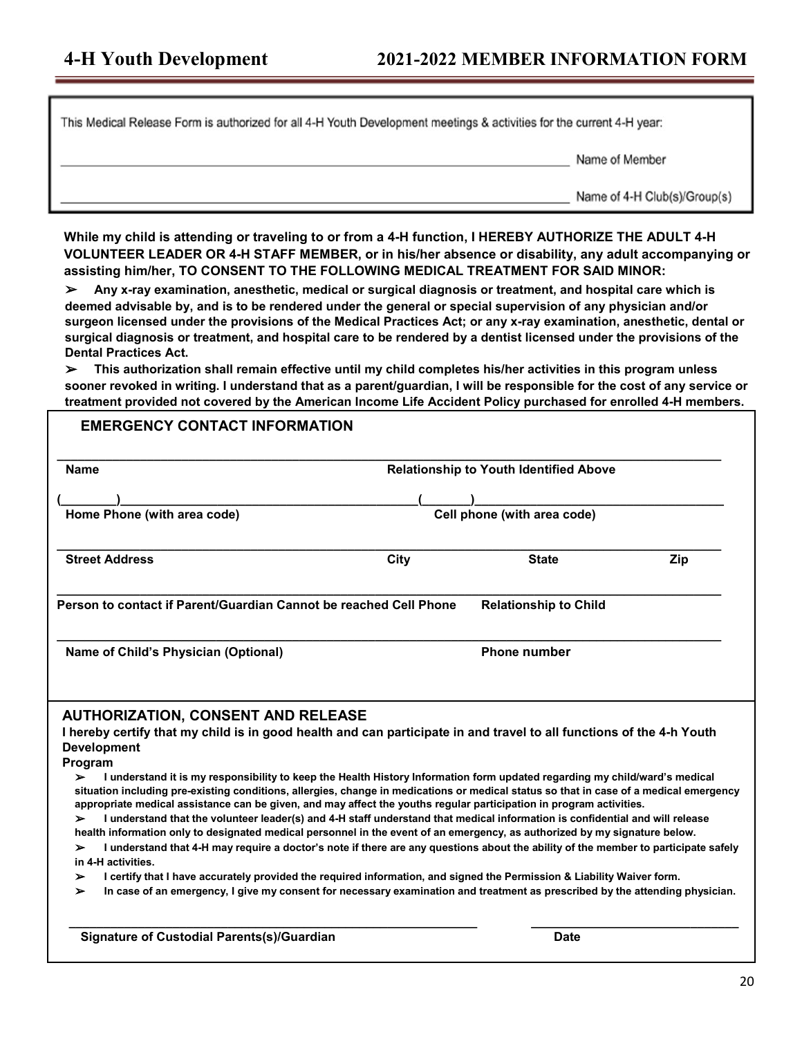# 4-H Youth Development 2021-2022 MEMBER INFORMATION FORM

This Medical Release Form is authorized for all 4-H Youth Development meetings & activities for the current 4-H year:

\_\_\_\_\_\_\_\_\_\_\_\_\_\_\_\_\_\_\_\_\_\_\_\_\_\_\_\_\_\_\_\_\_\_\_\_\_\_\_\_\_\_\_\_ Name of Member

\_\_\_\_\_\_\_\_\_\_\_\_\_\_\_\_\_\_\_\_\_\_\_\_\_\_\_\_\_\_\_\_\_\_\_\_\_\_\_\_\_\_\_\_ Name of 4-H Club(s)/Group(s)

**While my child is attending or traveling to or from a 4-H function, I HEREBY AUTHORIZE THE ADULT 4-H VOLUNTEER LEADER OR 4-H STAFF MEMBER, or in his/her absence or disability, any adult accompanying or assisting him/her, TO CONSENT TO THE FOLLOWING MEDICAL TREATMENT FOR SAID MINOR:**

- **Any x-ray examination, anesthetic, medical or surgical diagnosis or treatment, and hospital care which is deemed advisable by, and is to be rendered under the general or special supervision of any physician and/or surgeon licensed under the provisions of the Medical Practices Act; or any x-ray examination, anesthetic, dental or surgical diagnosis or treatment, and hospital care to be rendered by a dentist licensed under the provisions of the Dental Practices Act.**
- **This authorization shall remain effective until my child completes his/her activities in this program unless sooner revoked in writing. I understand that as a parent/guardian, I will be responsible for the cost of any service or treatment provided not covered by the American Income Life Accident Policy purchased for enrolled 4-H members.**

## EMERGENCY CONTACT INFORMATION

\_\_\_\_\_\_\_\_\_\_\_\_\_\_\_\_\_\_\_\_\_\_\_\_\_\_\_\_\_\_\_\_\_\_\_\_\_\_\_\_\_\_\_\_\_\_\_\_\_\_\_\_\_\_\_\_\_\_\_\_\_\_\_\_\_\_\_\_\_\_\_\_

**Name** **Relationship to Youth Identified Above**

(\_\_\_\_\_\_\_\_)\_\_\_\_\_\_\_\_\_\_\_\_\_\_\_\_\_\_\_\_\_\_\_\_\_\_\_\_\_\_\_\_(\_\_\_\_\_\_\_)\_\_\_\_\_\_\_\_\_\_\_\_\_\_\_\_\_\_\_\_\_\_\_\_\_\_\_\_

**Home Phone (with area code)** **Cell phone (with area code)**

\_\_\_\_\_\_\_\_\_\_\_\_\_\_\_\_\_\_\_\_\_\_\_\_\_\_\_\_\_\_\_\_\_\_\_\_\_\_\_\_\_\_\_\_\_\_\_\_\_\_\_\_\_\_\_\_\_\_\_\_\_\_\_\_\_\_\_\_\_\_\_\_

**Street Address** **City** **State** **Zip**

\_\_\_\_\_\_\_\_\_\_\_\_\_\_\_\_\_\_\_\_\_\_\_\_\_\_\_\_\_\_\_\_\_\_\_\_\_\_\_\_\_\_\_\_\_\_\_\_\_\_\_\_\_\_\_\_\_\_\_\_\_\_\_\_\_\_\_\_\_\_\_\_

**Person to contact if Parent/Guardian Cannot be reached Cell Phone** **Relationship to Child**

\_\_\_\_\_\_\_\_\_\_\_\_\_\_\_\_\_\_\_\_\_\_\_\_\_\_\_\_\_\_\_\_\_\_\_\_\_\_\_\_\_\_\_\_\_\_\_\_\_\_\_\_\_\_\_\_\_\_\_\_\_\_\_\_\_\_\_\_\_\_\_\_

**Name of Child's Physician (Optional)** **Phone number**

## AUTHORIZATION, CONSENT AND RELEASE

**I hereby certify that my child is in good health and can participate in and travel to all functions of the 4-h Youth Development Program**

- **I understand it is my responsibility to keep the Health History Information form updated regarding my child/ward's medical situation including pre-existing conditions, allergies, change in medications or medical status so that in case of a medical emergency appropriate medical assistance can be given, and may affect the youths regular participation in program activities.**
- **I understand that the volunteer leader(s) and 4-H staff understand that medical information is confidential and will release health information only to designated medical personnel in the event of an emergency, as authorized by my signature below.**
- **I understand that 4-H may require a doctor's note if there are any questions about the ability of the member to participate safely in 4-H activities.**
- **I certify that I have accurately provided the required information, and signed the Permission & Liability Waiver form.**
- **In case of an emergency, I give my consent for necessary examination and treatment as prescribed by the attending physician.**

\_\_\_\_\_\_\_\_\_\_\_\_\_\_\_\_\_\_\_\_\_\_\_\_\_\_\_\_\_\_\_\_\_\_\_\_\_\_\_\_\_\_\_\_ \_\_\_\_\_\_\_\_\_\_\_\_\_\_\_\_\_\_\_\_\_\_\_\_

**Signature of Custodial Parents(s)/Guardian** **Date**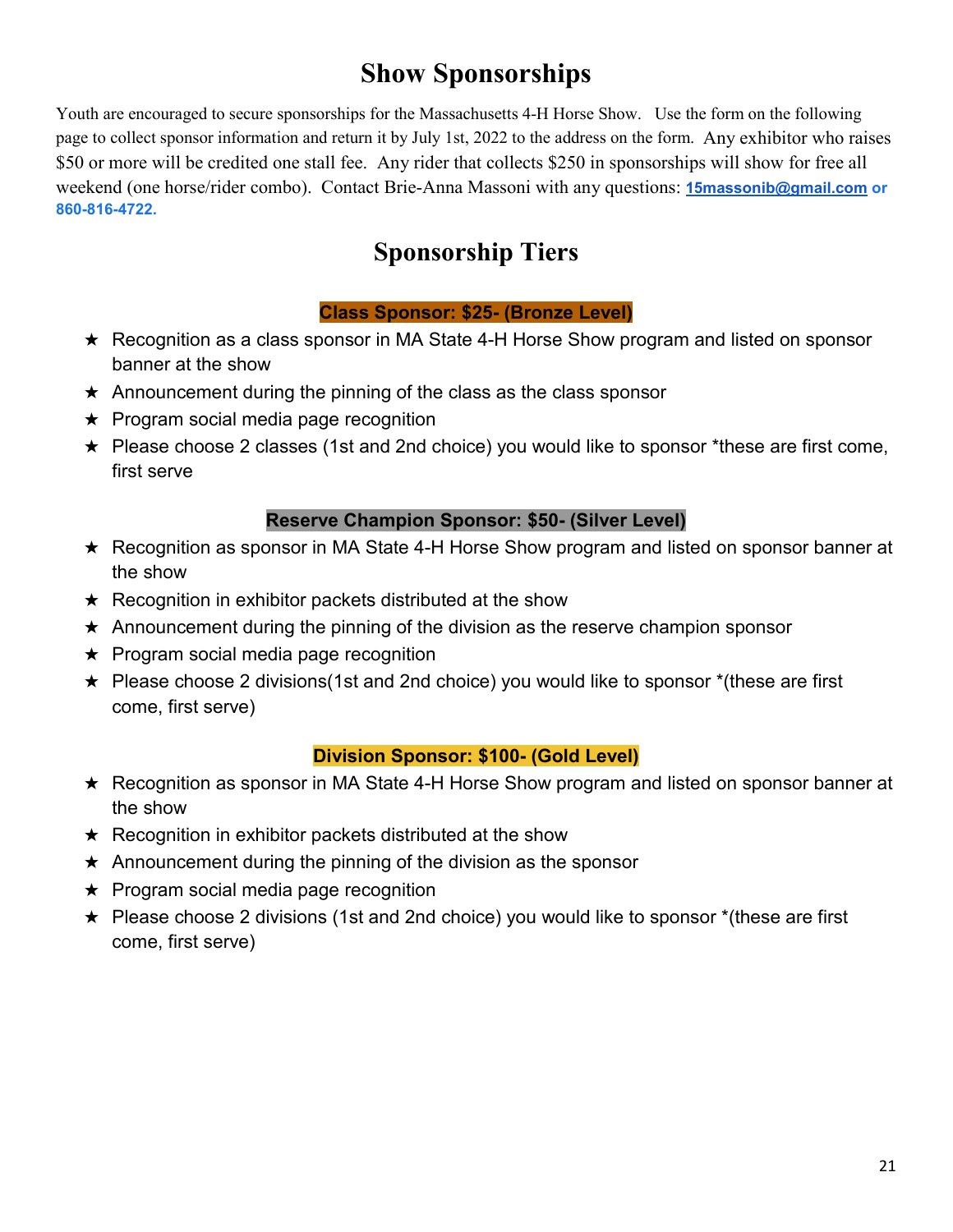# Show Sponsorships

Youth are encouraged to secure sponsorships for the Massachusetts 4-H Horse Show. Use the form on the following page to collect sponsor information and return it by July 1st, 2022 to the address on the form. Any exhibitor who raises $50 or more will be credited one stall fee. Any rider that collects $250 in sponsorships will show for free all weekend (one horse/rider combo). Contact Brie-Anna Massoni with any questions: **15massonib@gmail.com or 860-816-4722.**

# Sponsorship Tiers

### Class Sponsor: $25- (Bronze Level)

- ★ Recognition as a class sponsor in MA State 4-H Horse Show program and listed on sponsor banner at the show
- ★ Announcement during the pinning of the class as the class sponsor
- ★ Program social media page recognition
- ★ Please choose 2 classes (1st and 2nd choice) you would like to sponsor *these are first come, first serve

### Reserve Champion Sponsor: $50- (Silver Level)

- ★ Recognition as sponsor in MA State 4-H Horse Show program and listed on sponsor banner at the show
- ★ Recognition in exhibitor packets distributed at the show
- ★ Announcement during the pinning of the division as the reserve champion sponsor
- ★ Program social media page recognition
- ★ Please choose 2 divisions(1st and 2nd choice) you would like to sponsor *(these are first come, first serve)

### Division Sponsor: $100- (Gold Level)

- ★ Recognition as sponsor in MA State 4-H Horse Show program and listed on sponsor banner at the show
- ★ Recognition in exhibitor packets distributed at the show
- ★ Announcement during the pinning of the division as the sponsor
- ★ Program social media page recognition
- ★ Please choose 2 divisions (1st and 2nd choice) you would like to sponsor *(these are first come, first serve)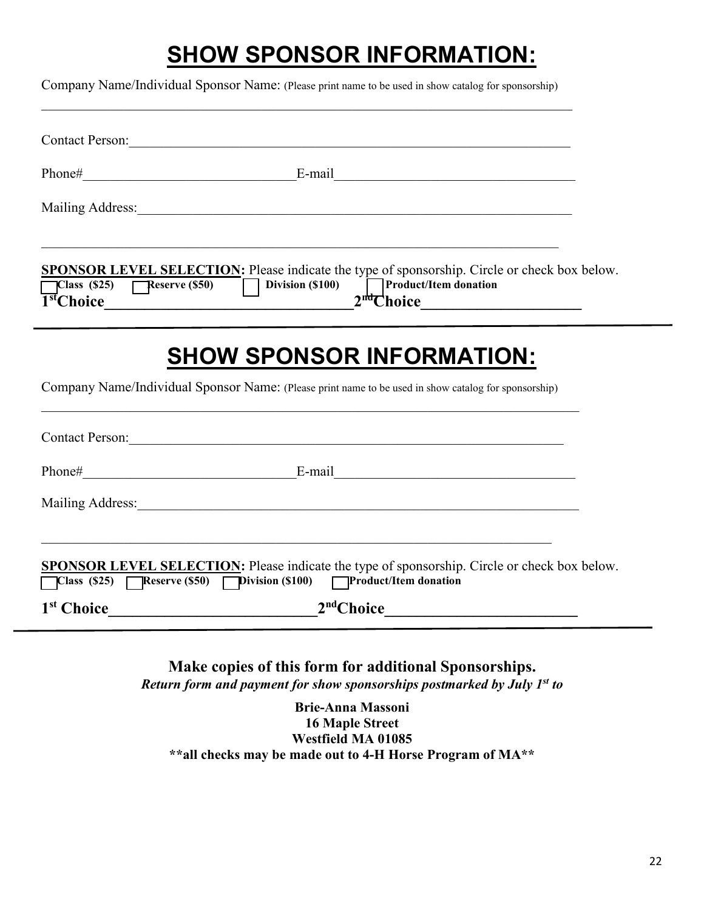# SHOW SPONSOR INFORMATION:

Company Name/Individual Sponsor Name: (Please print name to be used in show catalog for sponsorship)

\_\_\_\_\_\_\_\_\_\_\_\_\_\_\_\_\_\_\_\_\_\_\_\_\_\_\_\_\_\_\_\_\_\_\_\_\_\_\_\_\_\_\_\_\_\_\_\_\_\_\_\_\_\_\_\_\_\_\_\_\_\_\_\_\_\_\_\_\_\_\_\_

Contact Person:\_\_\_\_\_\_\_\_\_\_\_\_\_\_\_\_\_\_\_\_\_\_\_\_\_\_\_\_\_\_\_\_\_\_\_\_\_\_\_\_\_\_\_\_\_\_\_\_\_\_\_\_\_\_\_\_\_\_

Phone#\_\_\_\_\_\_\_\_\_\_\_\_\_\_\_\_\_\_\_\_\_\_\_\_\_\_\_\_\_\_E-mail\_\_\_\_\_\_\_\_\_\_\_\_\_\_\_\_\_\_\_\_\_\_\_\_\_\_\_\_\_\_\_\_\_\_

Mailing Address:\_\_\_\_\_\_\_\_\_\_\_\_\_\_\_\_\_\_\_\_\_\_\_\_\_\_\_\_\_\_\_\_\_\_\_\_\_\_\_\_\_\_\_\_\_\_\_\_\_\_\_\_\_\_\_\_\_\_

\_\_\_\_\_\_\_\_\_\_\_\_\_\_\_\_\_\_\_\_\_\_\_\_\_\_\_\_\_\_\_\_\_\_\_\_\_\_\_\_\_\_\_\_\_\_\_\_\_\_\_\_\_\_\_\_\_\_\_\_\_\_\_\_\_\_\_\_\_\_\_\_

**SPONSOR LEVEL SELECTION:** Please indicate the type of sponsorship. Circle or check box below.

☐ **Class ($25)** ☐ **Reserve ($50)** ☐ **Division ($100)** ☐ **Product/Item donation**

**1st Choice\_\_\_\_\_\_\_\_\_\_\_\_\_\_\_\_\_\_\_\_\_\_\_\_\_\_\_\_\_\_2nd Choice\_\_\_\_\_\_\_\_\_\_\_\_\_\_\_\_\_\_\_\_\_\_**

---

# SHOW SPONSOR INFORMATION:

Company Name/Individual Sponsor Name: (Please print name to be used in show catalog for sponsorship)

\_\_\_\_\_\_\_\_\_\_\_\_\_\_\_\_\_\_\_\_\_\_\_\_\_\_\_\_\_\_\_\_\_\_\_\_\_\_\_\_\_\_\_\_\_\_\_\_\_\_\_\_\_\_\_\_\_\_\_\_\_\_\_\_\_\_\_\_\_\_\_\_

Contact Person:\_\_\_\_\_\_\_\_\_\_\_\_\_\_\_\_\_\_\_\_\_\_\_\_\_\_\_\_\_\_\_\_\_\_\_\_\_\_\_\_\_\_\_\_\_\_\_\_\_\_\_\_\_\_\_\_\_\_

Phone#\_\_\_\_\_\_\_\_\_\_\_\_\_\_\_\_\_\_\_\_\_\_\_\_\_\_\_\_\_\_E-mail\_\_\_\_\_\_\_\_\_\_\_\_\_\_\_\_\_\_\_\_\_\_\_\_\_\_\_\_\_\_\_\_\_\_

Mailing Address:\_\_\_\_\_\_\_\_\_\_\_\_\_\_\_\_\_\_\_\_\_\_\_\_\_\_\_\_\_\_\_\_\_\_\_\_\_\_\_\_\_\_\_\_\_\_\_\_\_\_\_\_\_\_\_\_\_\_

\_\_\_\_\_\_\_\_\_\_\_\_\_\_\_\_\_\_\_\_\_\_\_\_\_\_\_\_\_\_\_\_\_\_\_\_\_\_\_\_\_\_\_\_\_\_\_\_\_\_\_\_\_\_\_\_\_\_\_\_\_\_\_\_\_\_\_\_\_\_\_\_

**SPONSOR LEVEL SELECTION:** Please indicate the type of sponsorship. Circle or check box below.

☐ **Class ($25)** ☐ **Reserve ($50)** ☐ **Division ($100)** ☐ **Product/Item donation**

**1st Choice\_\_\_\_\_\_\_\_\_\_\_\_\_\_\_\_\_\_\_\_\_\_\_\_\_\_\_\_\_\_2nd Choice\_\_\_\_\_\_\_\_\_\_\_\_\_\_\_\_\_\_\_\_\_\_**

---

**Make copies of this form for additional Sponsorships.**

***Return form and payment for show sponsorships postmarked by July 1st to***

**Brie-Anna Massoni**
**16 Maple Street**
**Westfield MA 01085**
**\*\*all checks may be made out to 4-H Horse Program of MA\*\***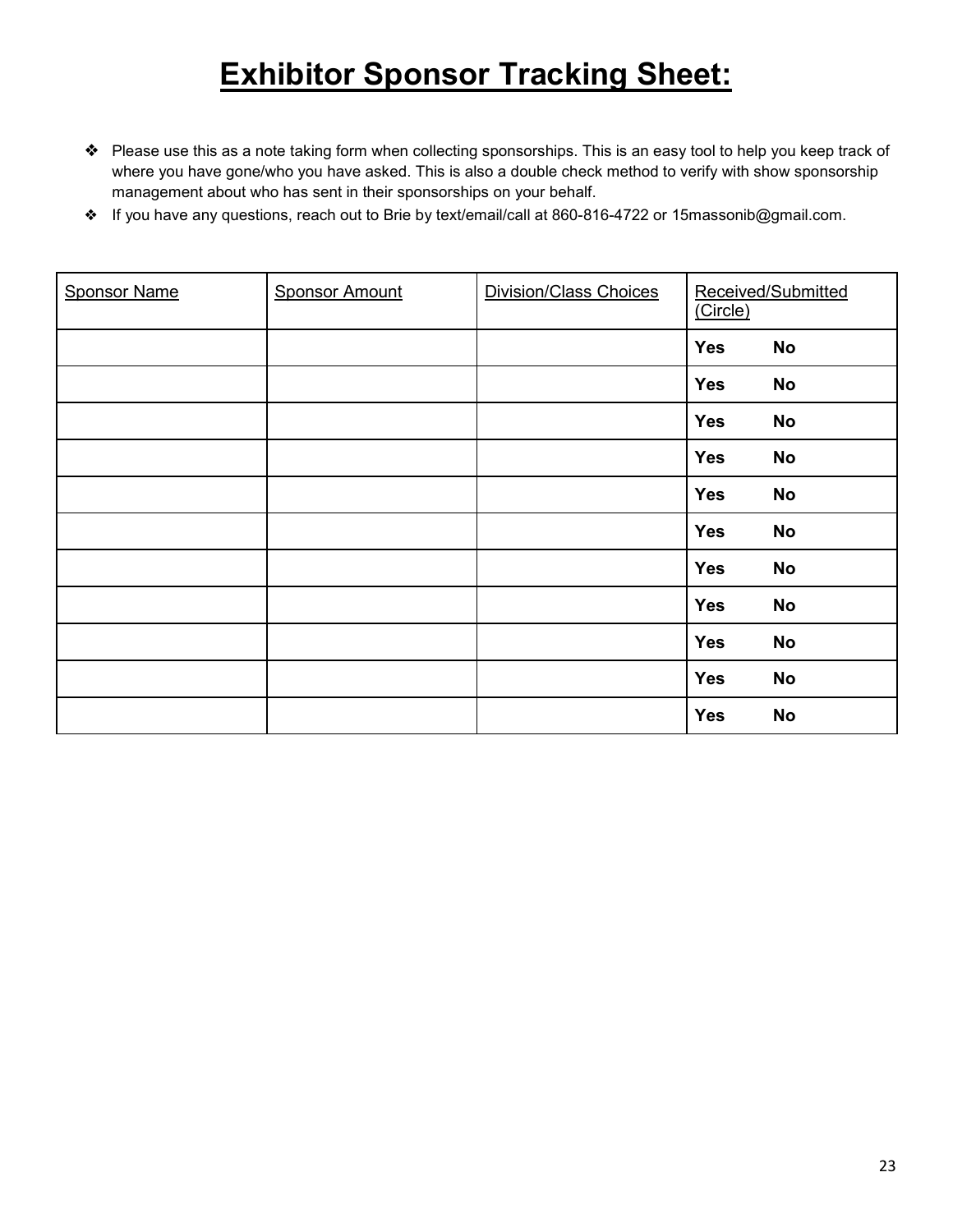# **Exhibitor Sponsor Tracking Sheet:**

- Please use this as a note taking form when collecting sponsorships. This is an easy tool to help you keep track of where you have gone/who you have asked. This is also a double check method to verify with show sponsorship management about who has sent in their sponsorships on your behalf.
- If you have any questions, reach out to Brie by text/email/call at 860-816-4722 or 15massonib@gmail.com.

| Sponsor Name | Sponsor Amount | Division/Class Choices | Received/Submitted (Circle) |
|---|---|---|---|
| | | | **Yes** **No** |
| | | | **Yes** **No** |
| | | | **Yes** **No** |
| | | | **Yes** **No** |
| | | | **Yes** **No** |
| | | | **Yes** **No** |
| | | | **Yes** **No** |
| | | | **Yes** **No** |
| | | | **Yes** **No** |
| | | | **Yes** **No** |
| | | | **Yes** **No** |